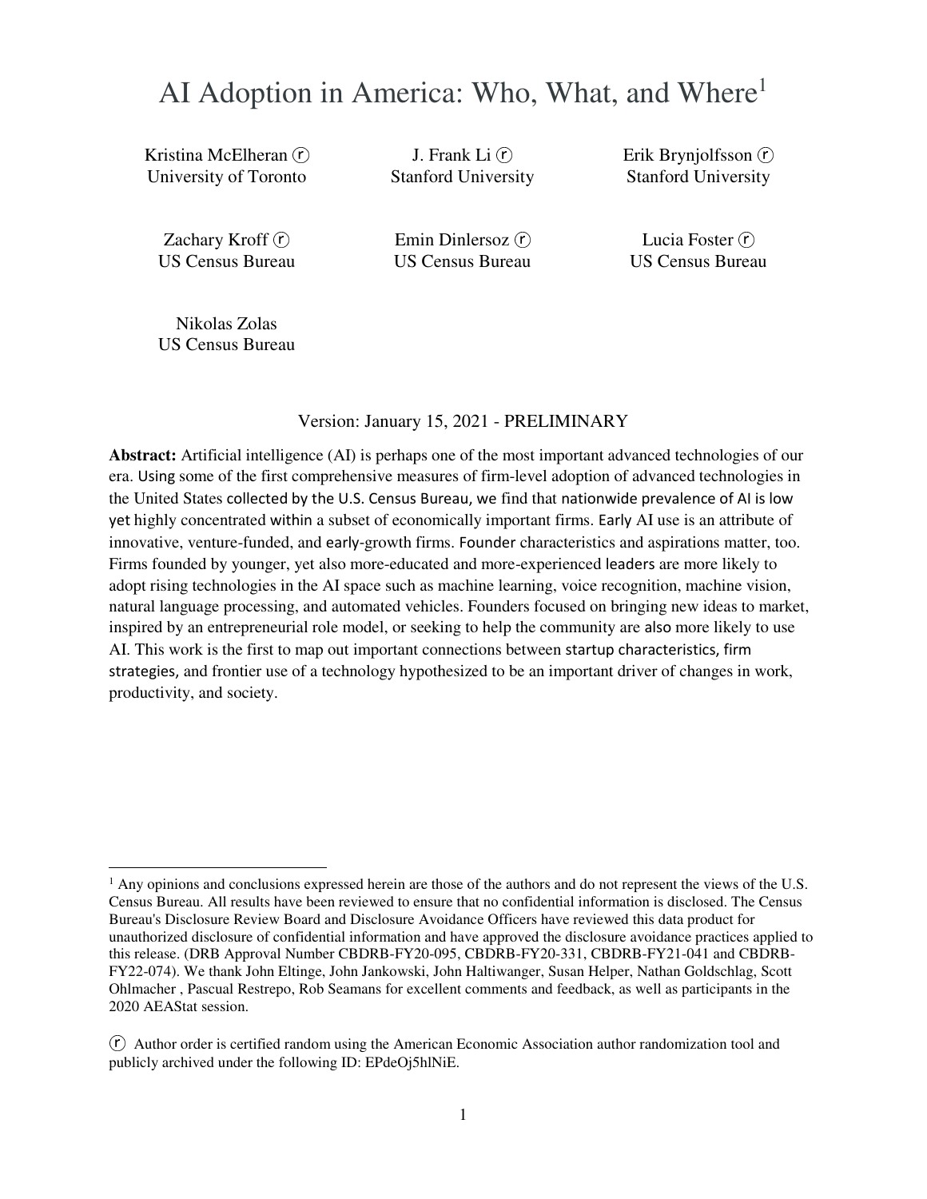# AI Adoption in America: Who, What, and Where[1]

Kristina McElheran ⓡ
University of Toronto

J. Frank Li ⓡ
Stanford University

Erik Brynjolfsson ⓡ
Stanford University

Zachary Kroff ⓡ
US Census Bureau

Emin Dinlersoz ⓡ
US Census Bureau

Lucia Foster ⓡ
US Census Bureau

Nikolas Zolas
US Census Bureau

Version: January 15, 2021 - PRELIMINARY

**Abstract:** Artificial intelligence (AI) is perhaps one of the most important advanced technologies of our era. Using some of the first comprehensive measures of firm-level adoption of advanced technologies in the United States collected by the U.S. Census Bureau, we find that nationwide prevalence of AI is low yet highly concentrated within a subset of economically important firms. Early AI use is an attribute of innovative, venture-funded, and early-growth firms. Founder characteristics and aspirations matter, too. Firms founded by younger, yet also more-educated and more-experienced leaders are more likely to adopt rising technologies in the AI space such as machine learning, voice recognition, machine vision, natural language processing, and automated vehicles. Founders focused on bringing new ideas to market, inspired by an entrepreneurial role model, or seeking to help the community are also more likely to use AI. This work is the first to map out important connections between startup characteristics, firm strategies, and frontier use of a technology hypothesized to be an important driver of changes in work, productivity, and society.

---

[1] Any opinions and conclusions expressed herein are those of the authors and do not represent the views of the U.S. Census Bureau. All results have been reviewed to ensure that no confidential information is disclosed. The Census Bureau's Disclosure Review Board and Disclosure Avoidance Officers have reviewed this data product for unauthorized disclosure of confidential information and have approved the disclosure avoidance practices applied to this release. (DRB Approval Number CBDRB-FY20-095, CBDRB-FY20-331, CBDRB-FY21-041 and CBDRB-FY22-074). We thank John Eltinge, John Jankowski, John Haltiwanger, Susan Helper, Nathan Goldschlag, Scott Ohlmacher , Pascual Restrepo, Rob Seamans for excellent comments and feedback, as well as participants in the 2020 AEAStat session.

ⓡ Author order is certified random using the American Economic Association author randomization tool and publicly archived under the following ID: EPdeOj5hlNiE.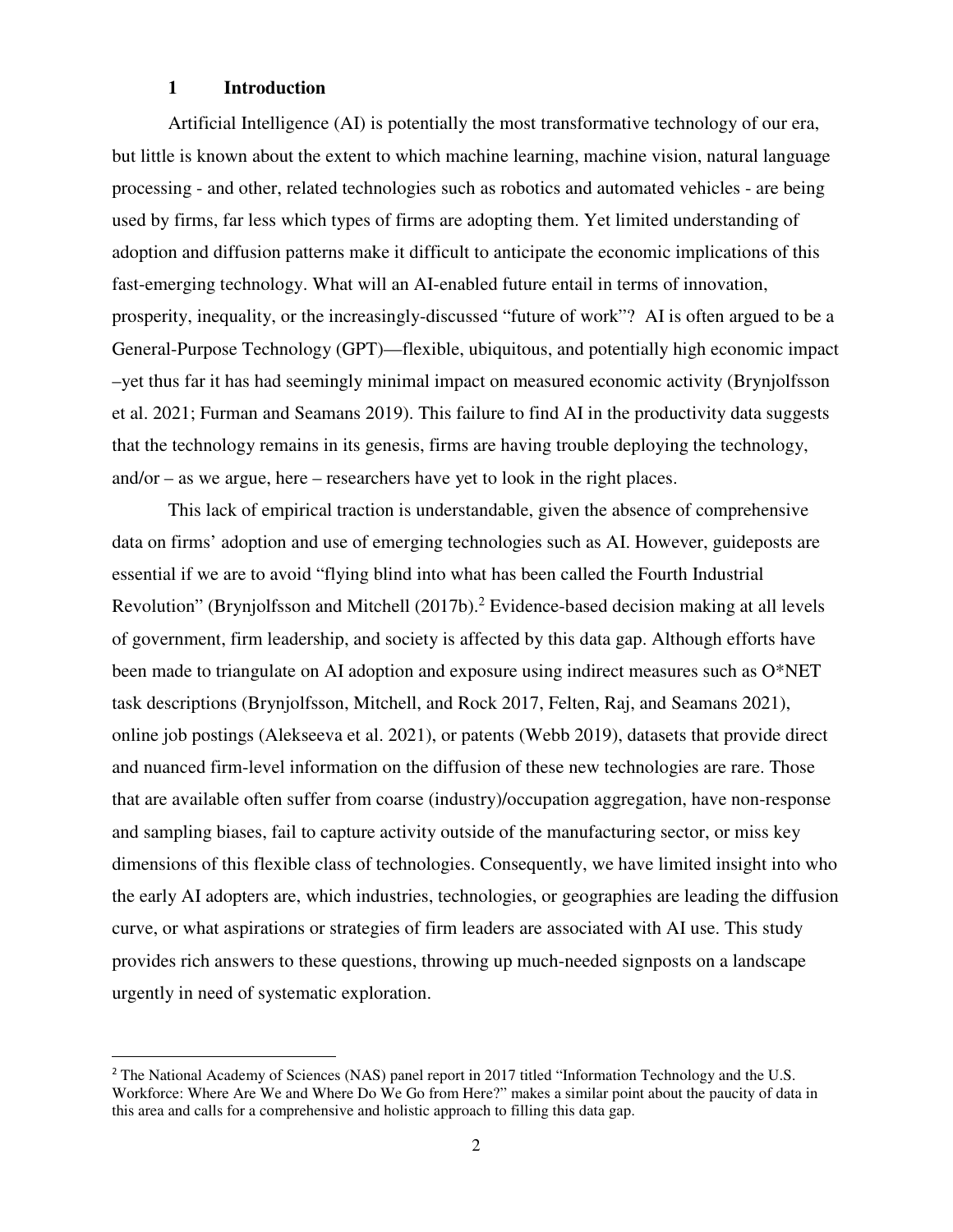# 1 Introduction

Artificial Intelligence (AI) is potentially the most transformative technology of our era, but little is known about the extent to which machine learning, machine vision, natural language processing - and other, related technologies such as robotics and automated vehicles - are being used by firms, far less which types of firms are adopting them. Yet limited understanding of adoption and diffusion patterns make it difficult to anticipate the economic implications of this fast-emerging technology. What will an AI-enabled future entail in terms of innovation, prosperity, inequality, or the increasingly-discussed "future of work"? AI is often argued to be a General-Purpose Technology (GPT)—flexible, ubiquitous, and potentially high economic impact –yet thus far it has had seemingly minimal impact on measured economic activity (Brynjolfsson et al. 2021; Furman and Seamans 2019). This failure to find AI in the productivity data suggests that the technology remains in its genesis, firms are having trouble deploying the technology, and/or – as we argue, here – researchers have yet to look in the right places.

This lack of empirical traction is understandable, given the absence of comprehensive data on firms' adoption and use of emerging technologies such as AI. However, guideposts are essential if we are to avoid "flying blind into what has been called the Fourth Industrial Revolution" (Brynjolfsson and Mitchell (2017b).[2] Evidence-based decision making at all levels of government, firm leadership, and society is affected by this data gap. Although efforts have been made to triangulate on AI adoption and exposure using indirect measures such as O*NET task descriptions (Brynjolfsson, Mitchell, and Rock 2017, Felten, Raj, and Seamans 2021), online job postings (Alekseeva et al. 2021), or patents (Webb 2019), datasets that provide direct and nuanced firm-level information on the diffusion of these new technologies are rare. Those that are available often suffer from coarse (industry)/occupation aggregation, have non-response and sampling biases, fail to capture activity outside of the manufacturing sector, or miss key dimensions of this flexible class of technologies. Consequently, we have limited insight into who the early AI adopters are, which industries, technologies, or geographies are leading the diffusion curve, or what aspirations or strategies of firm leaders are associated with AI use. This study provides rich answers to these questions, throwing up much-needed signposts on a landscape urgently in need of systematic exploration.

[2] The National Academy of Sciences (NAS) panel report in 2017 titled "Information Technology and the U.S. Workforce: Where Are We and Where Do We Go from Here?" makes a similar point about the paucity of data in this area and calls for a comprehensive and holistic approach to filling this data gap.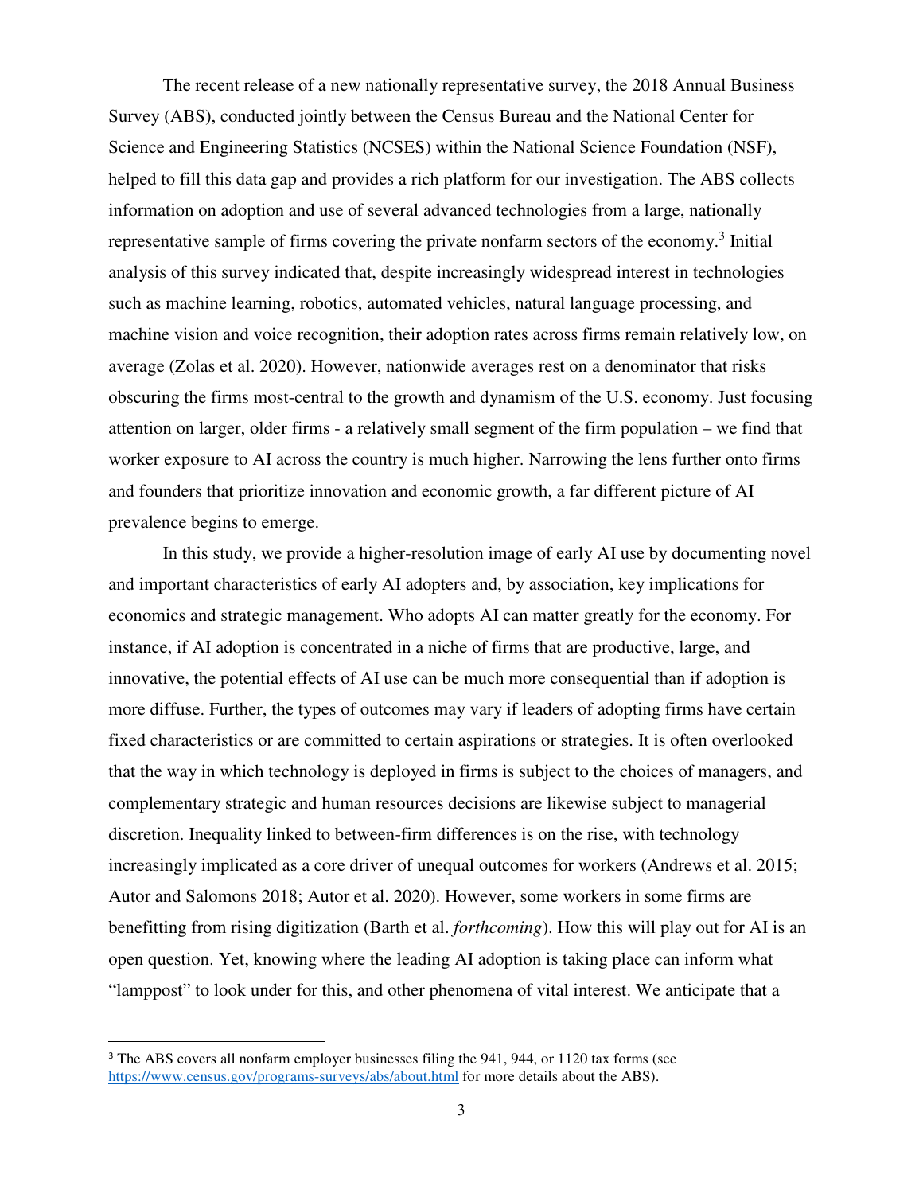The recent release of a new nationally representative survey, the 2018 Annual Business Survey (ABS), conducted jointly between the Census Bureau and the National Center for Science and Engineering Statistics (NCSES) within the National Science Foundation (NSF), helped to fill this data gap and provides a rich platform for our investigation. The ABS collects information on adoption and use of several advanced technologies from a large, nationally representative sample of firms covering the private nonfarm sectors of the economy.[3] Initial analysis of this survey indicated that, despite increasingly widespread interest in technologies such as machine learning, robotics, automated vehicles, natural language processing, and machine vision and voice recognition, their adoption rates across firms remain relatively low, on average (Zolas et al. 2020). However, nationwide averages rest on a denominator that risks obscuring the firms most-central to the growth and dynamism of the U.S. economy. Just focusing attention on larger, older firms - a relatively small segment of the firm population – we find that worker exposure to AI across the country is much higher. Narrowing the lens further onto firms and founders that prioritize innovation and economic growth, a far different picture of AI prevalence begins to emerge.

In this study, we provide a higher-resolution image of early AI use by documenting novel and important characteristics of early AI adopters and, by association, key implications for economics and strategic management. Who adopts AI can matter greatly for the economy. For instance, if AI adoption is concentrated in a niche of firms that are productive, large, and innovative, the potential effects of AI use can be much more consequential than if adoption is more diffuse. Further, the types of outcomes may vary if leaders of adopting firms have certain fixed characteristics or are committed to certain aspirations or strategies. It is often overlooked that the way in which technology is deployed in firms is subject to the choices of managers, and complementary strategic and human resources decisions are likewise subject to managerial discretion. Inequality linked to between-firm differences is on the rise, with technology increasingly implicated as a core driver of unequal outcomes for workers (Andrews et al. 2015; Autor and Salomons 2018; Autor et al. 2020). However, some workers in some firms are benefitting from rising digitization (Barth et al. *forthcoming*). How this will play out for AI is an open question. Yet, knowing where the leading AI adoption is taking place can inform what "lamppost" to look under for this, and other phenomena of vital interest. We anticipate that a

[3] The ABS covers all nonfarm employer businesses filing the 941, 944, or 1120 tax forms (see https://www.census.gov/programs-surveys/abs/about.html for more details about the ABS).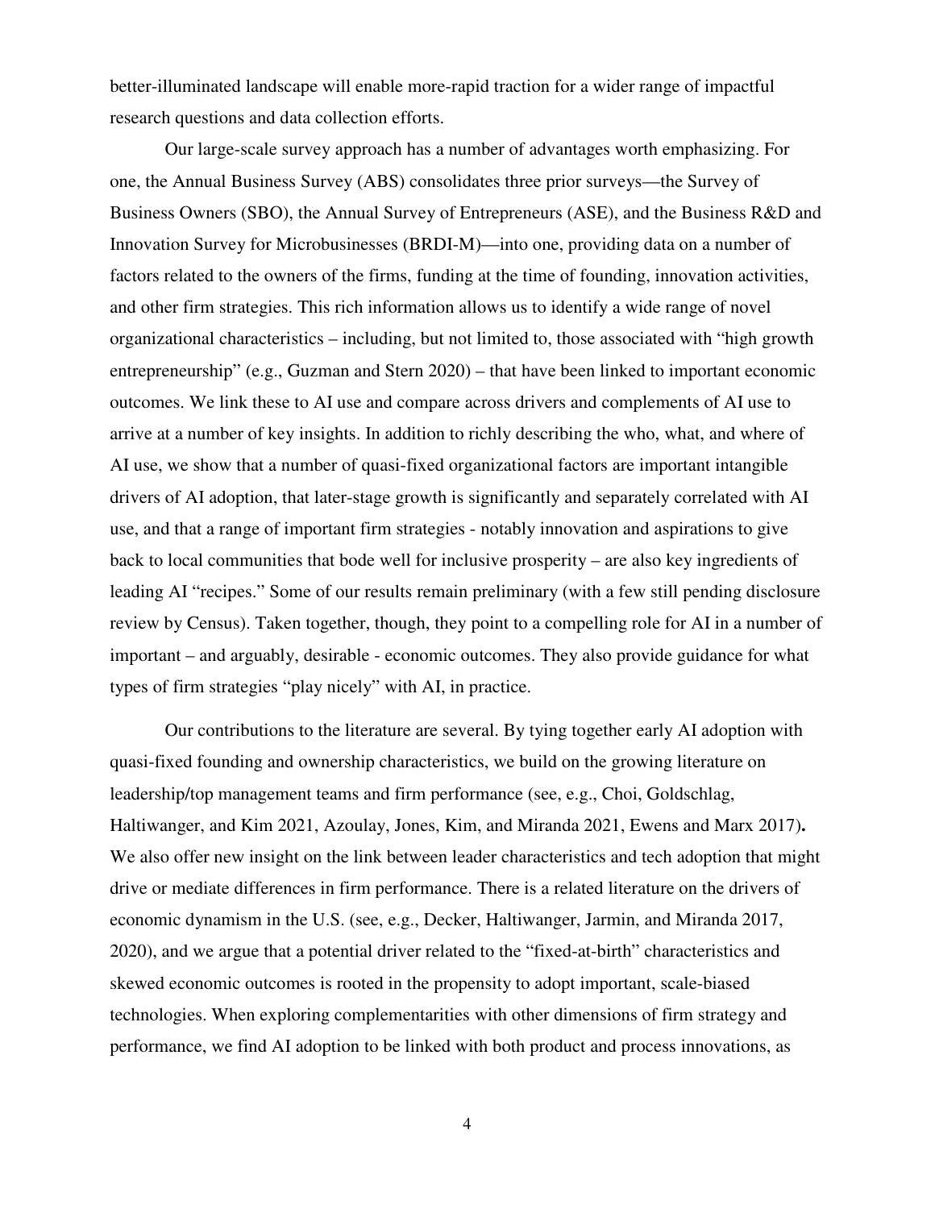better-illuminated landscape will enable more-rapid traction for a wider range of impactful research questions and data collection efforts.

Our large-scale survey approach has a number of advantages worth emphasizing. For one, the Annual Business Survey (ABS) consolidates three prior surveys—the Survey of Business Owners (SBO), the Annual Survey of Entrepreneurs (ASE), and the Business R&D and Innovation Survey for Microbusinesses (BRDI-M)—into one, providing data on a number of factors related to the owners of the firms, funding at the time of founding, innovation activities, and other firm strategies. This rich information allows us to identify a wide range of novel organizational characteristics – including, but not limited to, those associated with "high growth entrepreneurship" (e.g., Guzman and Stern 2020) – that have been linked to important economic outcomes. We link these to AI use and compare across drivers and complements of AI use to arrive at a number of key insights. In addition to richly describing the who, what, and where of AI use, we show that a number of quasi-fixed organizational factors are important intangible drivers of AI adoption, that later-stage growth is significantly and separately correlated with AI use, and that a range of important firm strategies - notably innovation and aspirations to give back to local communities that bode well for inclusive prosperity – are also key ingredients of leading AI "recipes." Some of our results remain preliminary (with a few still pending disclosure review by Census). Taken together, though, they point to a compelling role for AI in a number of important – and arguably, desirable - economic outcomes. They also provide guidance for what types of firm strategies "play nicely" with AI, in practice.

Our contributions to the literature are several. By tying together early AI adoption with quasi-fixed founding and ownership characteristics, we build on the growing literature on leadership/top management teams and firm performance (see, e.g., Choi, Goldschlag, Haltiwanger, and Kim 2021, Azoulay, Jones, Kim, and Miranda 2021, Ewens and Marx 2017)**.** We also offer new insight on the link between leader characteristics and tech adoption that might drive or mediate differences in firm performance. There is a related literature on the drivers of economic dynamism in the U.S. (see, e.g., Decker, Haltiwanger, Jarmin, and Miranda 2017, 2020), and we argue that a potential driver related to the "fixed-at-birth" characteristics and skewed economic outcomes is rooted in the propensity to adopt important, scale-biased technologies. When exploring complementarities with other dimensions of firm strategy and performance, we find AI adoption to be linked with both product and process innovations, as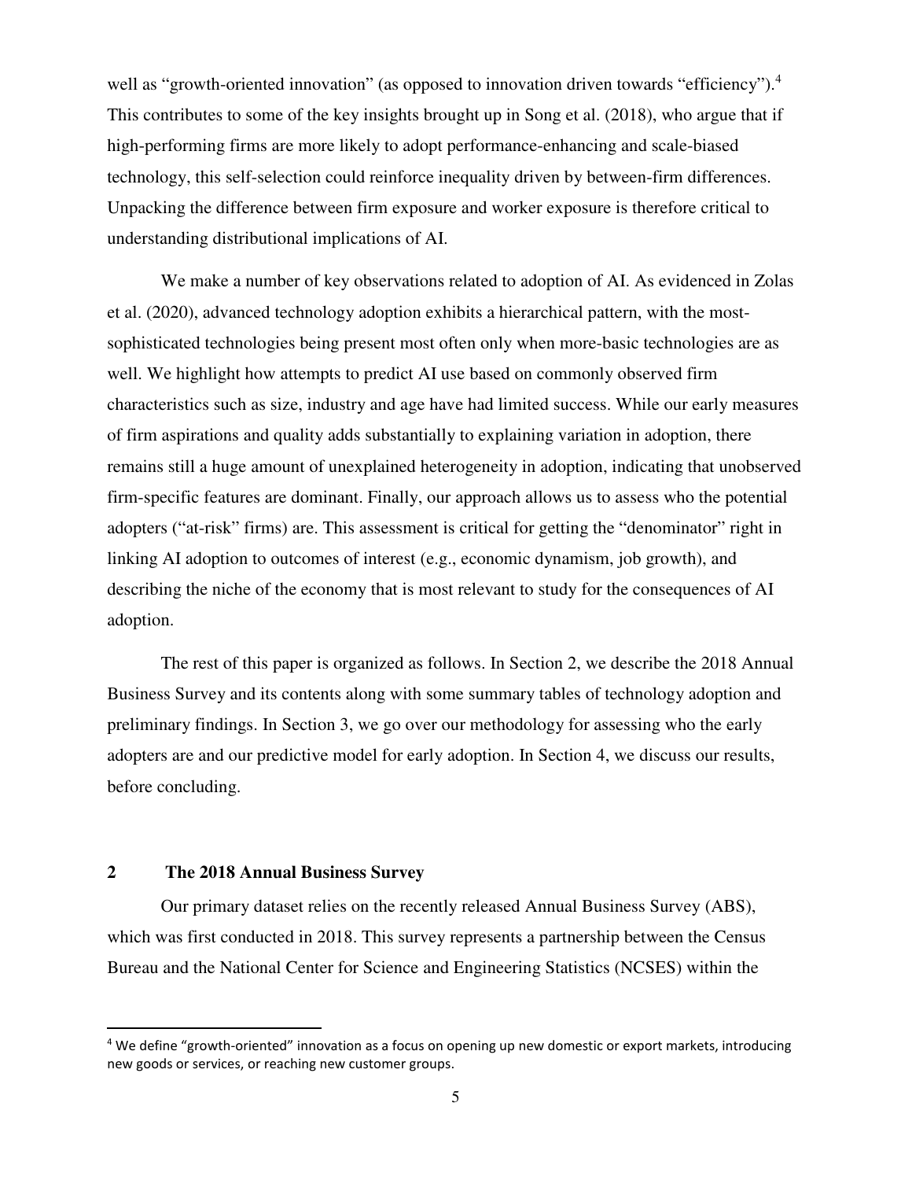well as "growth-oriented innovation" (as opposed to innovation driven towards "efficiency").[4] This contributes to some of the key insights brought up in Song et al. (2018), who argue that if high-performing firms are more likely to adopt performance-enhancing and scale-biased technology, this self-selection could reinforce inequality driven by between-firm differences. Unpacking the difference between firm exposure and worker exposure is therefore critical to understanding distributional implications of AI.

We make a number of key observations related to adoption of AI. As evidenced in Zolas et al. (2020), advanced technology adoption exhibits a hierarchical pattern, with the most-sophisticated technologies being present most often only when more-basic technologies are as well. We highlight how attempts to predict AI use based on commonly observed firm characteristics such as size, industry and age have had limited success. While our early measures of firm aspirations and quality adds substantially to explaining variation in adoption, there remains still a huge amount of unexplained heterogeneity in adoption, indicating that unobserved firm-specific features are dominant. Finally, our approach allows us to assess who the potential adopters ("at-risk" firms) are. This assessment is critical for getting the "denominator" right in linking AI adoption to outcomes of interest (e.g., economic dynamism, job growth), and describing the niche of the economy that is most relevant to study for the consequences of AI adoption.

The rest of this paper is organized as follows. In Section 2, we describe the 2018 Annual Business Survey and its contents along with some summary tables of technology adoption and preliminary findings. In Section 3, we go over our methodology for assessing who the early adopters are and our predictive model for early adoption. In Section 4, we discuss our results, before concluding.

## 2 The 2018 Annual Business Survey

Our primary dataset relies on the recently released Annual Business Survey (ABS), which was first conducted in 2018. This survey represents a partnership between the Census Bureau and the National Center for Science and Engineering Statistics (NCSES) within the

[4] We define "growth-oriented" innovation as a focus on opening up new domestic or export markets, introducing new goods or services, or reaching new customer groups.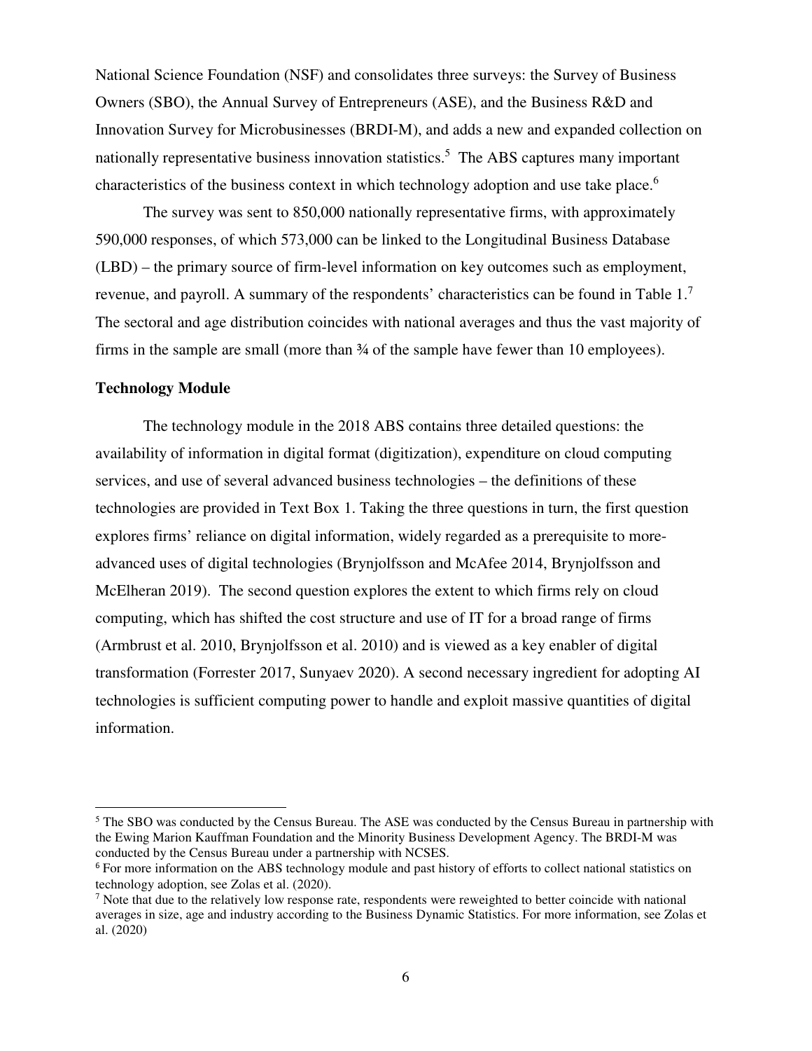National Science Foundation (NSF) and consolidates three surveys: the Survey of Business Owners (SBO), the Annual Survey of Entrepreneurs (ASE), and the Business R&D and Innovation Survey for Microbusinesses (BRDI-M), and adds a new and expanded collection on nationally representative business innovation statistics.[5] The ABS captures many important characteristics of the business context in which technology adoption and use take place.[6]

The survey was sent to 850,000 nationally representative firms, with approximately 590,000 responses, of which 573,000 can be linked to the Longitudinal Business Database (LBD) – the primary source of firm-level information on key outcomes such as employment, revenue, and payroll. A summary of the respondents' characteristics can be found in Table 1.[7] The sectoral and age distribution coincides with national averages and thus the vast majority of firms in the sample are small (more than ¾ of the sample have fewer than 10 employees).

**Technology Module**

The technology module in the 2018 ABS contains three detailed questions: the availability of information in digital format (digitization), expenditure on cloud computing services, and use of several advanced business technologies – the definitions of these technologies are provided in Text Box 1. Taking the three questions in turn, the first question explores firms' reliance on digital information, widely regarded as a prerequisite to more-advanced uses of digital technologies (Brynjolfsson and McAfee 2014, Brynjolfsson and McElheran 2019). The second question explores the extent to which firms rely on cloud computing, which has shifted the cost structure and use of IT for a broad range of firms (Armbrust et al. 2010, Brynjolfsson et al. 2010) and is viewed as a key enabler of digital transformation (Forrester 2017, Sunyaev 2020). A second necessary ingredient for adopting AI technologies is sufficient computing power to handle and exploit massive quantities of digital information.

---

[5] The SBO was conducted by the Census Bureau. The ASE was conducted by the Census Bureau in partnership with the Ewing Marion Kauffman Foundation and the Minority Business Development Agency. The BRDI-M was conducted by the Census Bureau under a partnership with NCSES.

[6] For more information on the ABS technology module and past history of efforts to collect national statistics on technology adoption, see Zolas et al. (2020).

[7] Note that due to the relatively low response rate, respondents were reweighted to better coincide with national averages in size, age and industry according to the Business Dynamic Statistics. For more information, see Zolas et al. (2020)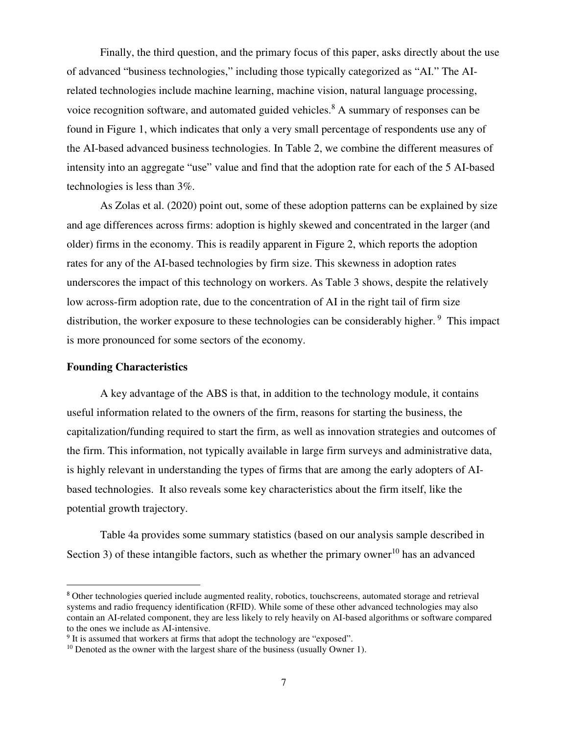Finally, the third question, and the primary focus of this paper, asks directly about the use of advanced "business technologies," including those typically categorized as "AI." The AI-related technologies include machine learning, machine vision, natural language processing, voice recognition software, and automated guided vehicles.[8] A summary of responses can be found in Figure 1, which indicates that only a very small percentage of respondents use any of the AI-based advanced business technologies. In Table 2, we combine the different measures of intensity into an aggregate "use" value and find that the adoption rate for each of the 5 AI-based technologies is less than 3%.

As Zolas et al. (2020) point out, some of these adoption patterns can be explained by size and age differences across firms: adoption is highly skewed and concentrated in the larger (and older) firms in the economy. This is readily apparent in Figure 2, which reports the adoption rates for any of the AI-based technologies by firm size. This skewness in adoption rates underscores the impact of this technology on workers. As Table 3 shows, despite the relatively low across-firm adoption rate, due to the concentration of AI in the right tail of firm size distribution, the worker exposure to these technologies can be considerably higher.[9] This impact is more pronounced for some sectors of the economy.

**Founding Characteristics**

A key advantage of the ABS is that, in addition to the technology module, it contains useful information related to the owners of the firm, reasons for starting the business, the capitalization/funding required to start the firm, as well as innovation strategies and outcomes of the firm. This information, not typically available in large firm surveys and administrative data, is highly relevant in understanding the types of firms that are among the early adopters of AI-based technologies. It also reveals some key characteristics about the firm itself, like the potential growth trajectory.

Table 4a provides some summary statistics (based on our analysis sample described in Section 3) of these intangible factors, such as whether the primary owner[10] has an advanced

---

[8] Other technologies queried include augmented reality, robotics, touchscreens, automated storage and retrieval systems and radio frequency identification (RFID). While some of these other advanced technologies may also contain an AI-related component, they are less likely to rely heavily on AI-based algorithms or software compared to the ones we include as AI-intensive.

[9] It is assumed that workers at firms that adopt the technology are "exposed".

[10] Denoted as the owner with the largest share of the business (usually Owner 1).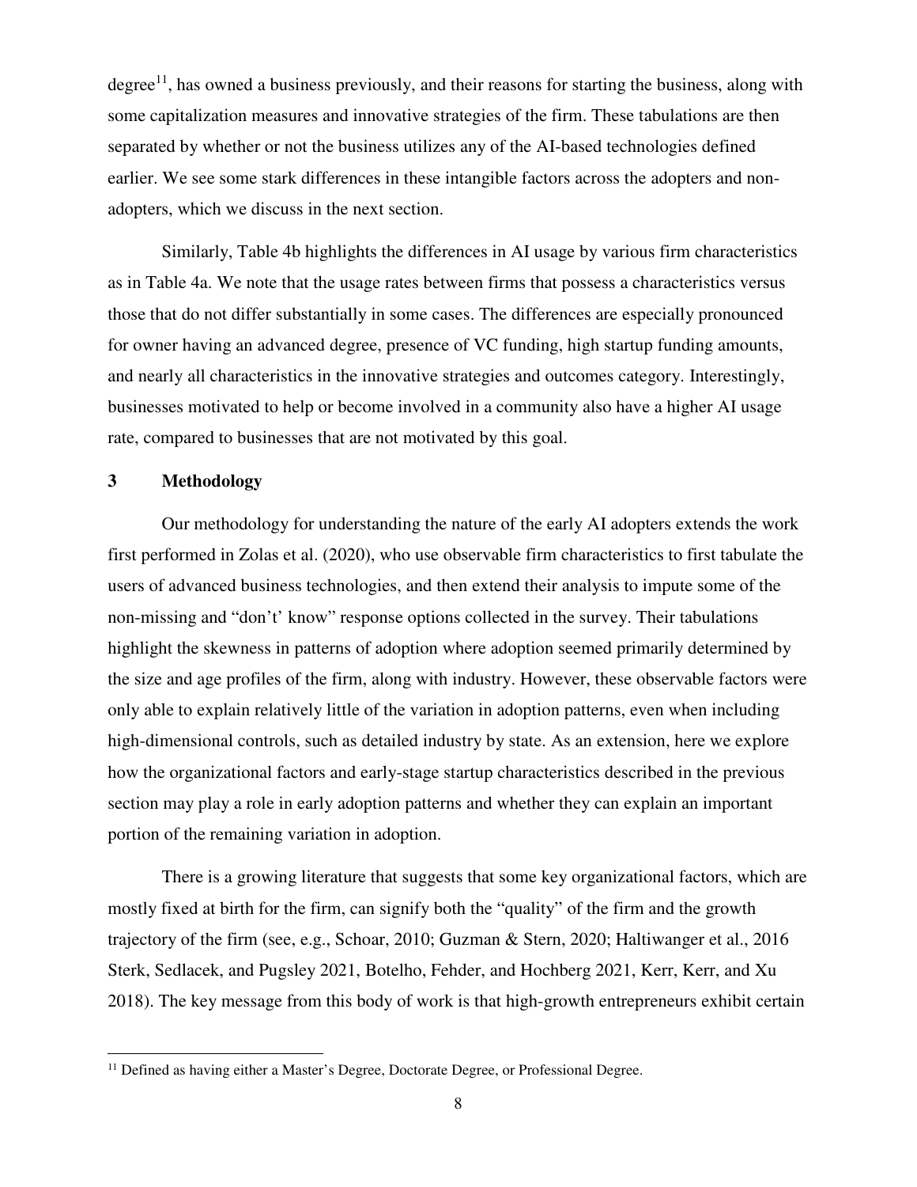degree[11], has owned a business previously, and their reasons for starting the business, along with some capitalization measures and innovative strategies of the firm. These tabulations are then separated by whether or not the business utilizes any of the AI-based technologies defined earlier. We see some stark differences in these intangible factors across the adopters and non-adopters, which we discuss in the next section.

Similarly, Table 4b highlights the differences in AI usage by various firm characteristics as in Table 4a. We note that the usage rates between firms that possess a characteristics versus those that do not differ substantially in some cases. The differences are especially pronounced for owner having an advanced degree, presence of VC funding, high startup funding amounts, and nearly all characteristics in the innovative strategies and outcomes category. Interestingly, businesses motivated to help or become involved in a community also have a higher AI usage rate, compared to businesses that are not motivated by this goal.

## 3 Methodology

Our methodology for understanding the nature of the early AI adopters extends the work first performed in Zolas et al. (2020), who use observable firm characteristics to first tabulate the users of advanced business technologies, and then extend their analysis to impute some of the non-missing and "don't' know" response options collected in the survey. Their tabulations highlight the skewness in patterns of adoption where adoption seemed primarily determined by the size and age profiles of the firm, along with industry. However, these observable factors were only able to explain relatively little of the variation in adoption patterns, even when including high-dimensional controls, such as detailed industry by state. As an extension, here we explore how the organizational factors and early-stage startup characteristics described in the previous section may play a role in early adoption patterns and whether they can explain an important portion of the remaining variation in adoption.

There is a growing literature that suggests that some key organizational factors, which are mostly fixed at birth for the firm, can signify both the "quality" of the firm and the growth trajectory of the firm (see, e.g., Schoar, 2010; Guzman & Stern, 2020; Haltiwanger et al., 2016 Sterk, Sedlacek, and Pugsley 2021, Botelho, Fehder, and Hochberg 2021, Kerr, Kerr, and Xu 2018). The key message from this body of work is that high-growth entrepreneurs exhibit certain

[11] Defined as having either a Master's Degree, Doctorate Degree, or Professional Degree.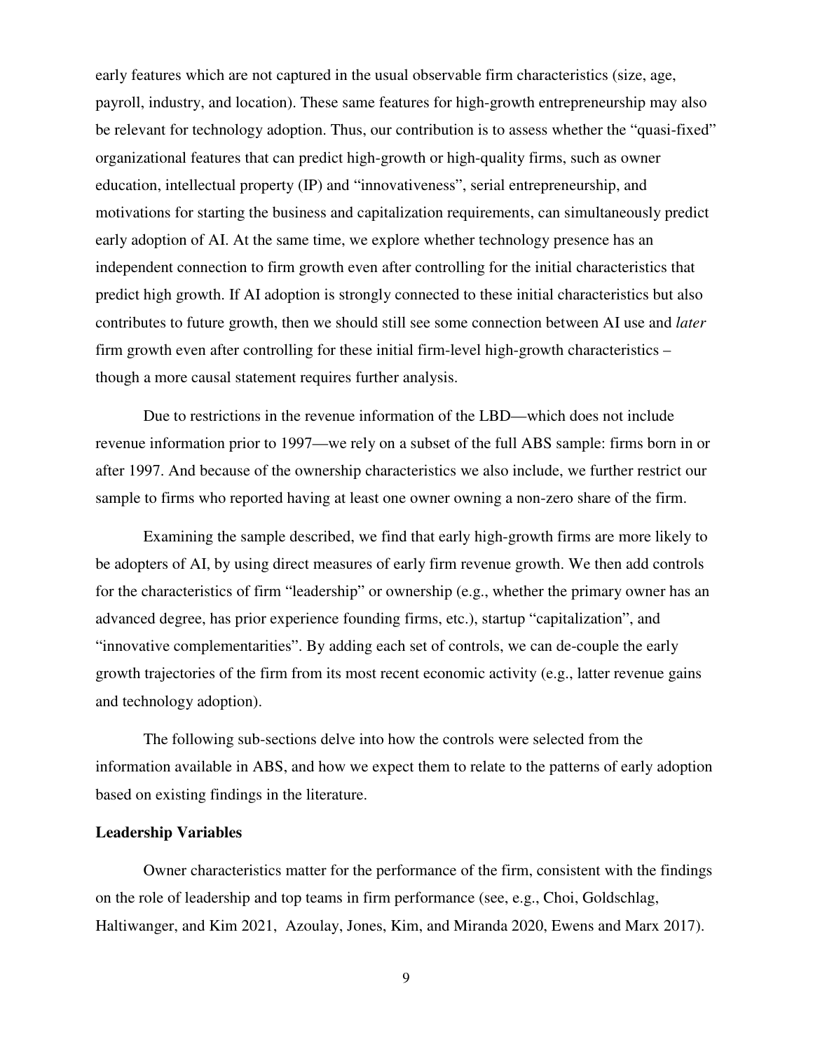early features which are not captured in the usual observable firm characteristics (size, age, payroll, industry, and location). These same features for high-growth entrepreneurship may also be relevant for technology adoption. Thus, our contribution is to assess whether the "quasi-fixed" organizational features that can predict high-growth or high-quality firms, such as owner education, intellectual property (IP) and "innovativeness", serial entrepreneurship, and motivations for starting the business and capitalization requirements, can simultaneously predict early adoption of AI. At the same time, we explore whether technology presence has an independent connection to firm growth even after controlling for the initial characteristics that predict high growth. If AI adoption is strongly connected to these initial characteristics but also contributes to future growth, then we should still see some connection between AI use and *later* firm growth even after controlling for these initial firm-level high-growth characteristics – though a more causal statement requires further analysis.

Due to restrictions in the revenue information of the LBD—which does not include revenue information prior to 1997—we rely on a subset of the full ABS sample: firms born in or after 1997. And because of the ownership characteristics we also include, we further restrict our sample to firms who reported having at least one owner owning a non-zero share of the firm.

Examining the sample described, we find that early high-growth firms are more likely to be adopters of AI, by using direct measures of early firm revenue growth. We then add controls for the characteristics of firm "leadership" or ownership (e.g., whether the primary owner has an advanced degree, has prior experience founding firms, etc.), startup "capitalization", and "innovative complementarities". By adding each set of controls, we can de-couple the early growth trajectories of the firm from its most recent economic activity (e.g., latter revenue gains and technology adoption).

The following sub-sections delve into how the controls were selected from the information available in ABS, and how we expect them to relate to the patterns of early adoption based on existing findings in the literature.

**Leadership Variables**

Owner characteristics matter for the performance of the firm, consistent with the findings on the role of leadership and top teams in firm performance (see, e.g., Choi, Goldschlag, Haltiwanger, and Kim 2021, Azoulay, Jones, Kim, and Miranda 2020, Ewens and Marx 2017).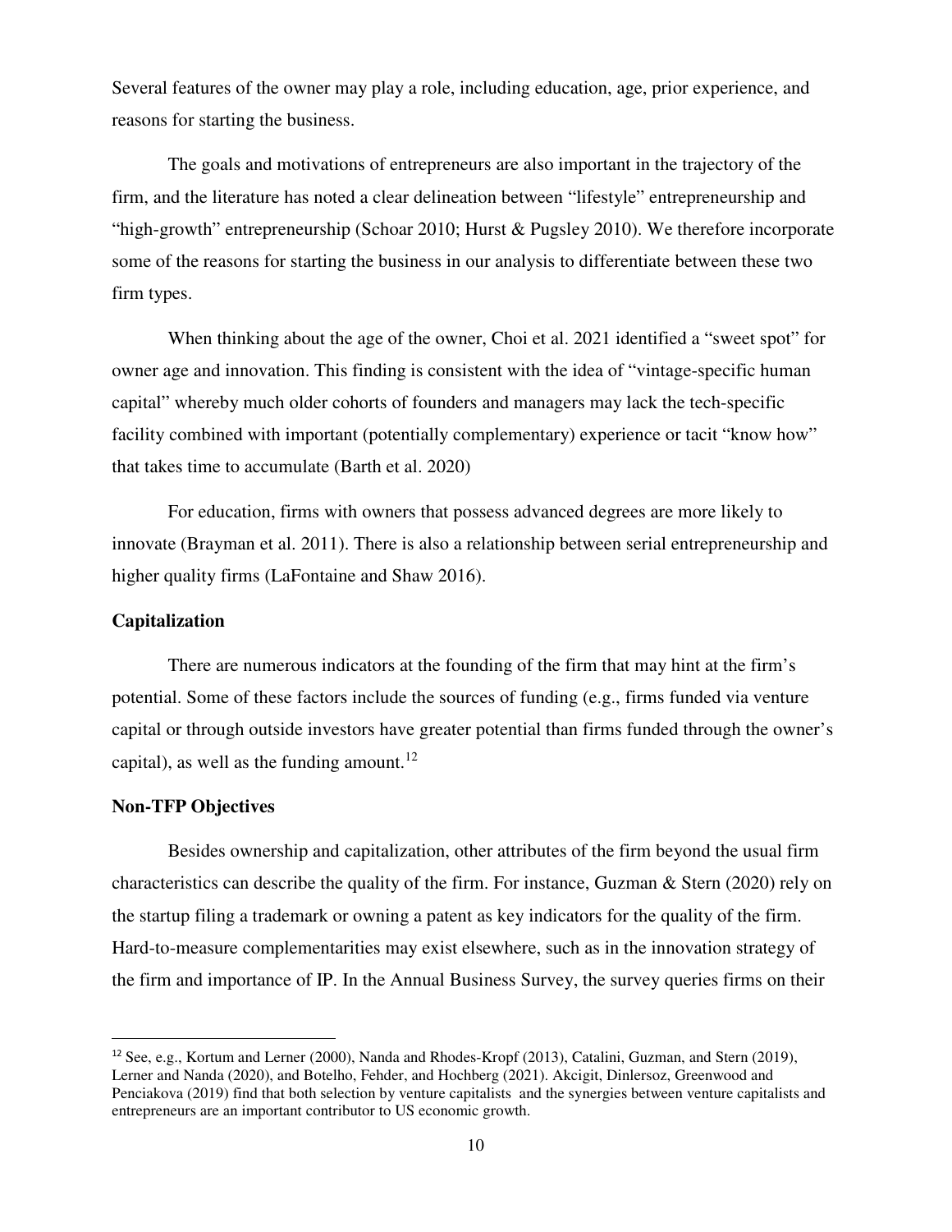Several features of the owner may play a role, including education, age, prior experience, and reasons for starting the business.

The goals and motivations of entrepreneurs are also important in the trajectory of the firm, and the literature has noted a clear delineation between "lifestyle" entrepreneurship and "high-growth" entrepreneurship (Schoar 2010; Hurst & Pugsley 2010). We therefore incorporate some of the reasons for starting the business in our analysis to differentiate between these two firm types.

When thinking about the age of the owner, Choi et al. 2021 identified a "sweet spot" for owner age and innovation. This finding is consistent with the idea of "vintage-specific human capital" whereby much older cohorts of founders and managers may lack the tech-specific facility combined with important (potentially complementary) experience or tacit "know how" that takes time to accumulate (Barth et al. 2020)

For education, firms with owners that possess advanced degrees are more likely to innovate (Brayman et al. 2011). There is also a relationship between serial entrepreneurship and higher quality firms (LaFontaine and Shaw 2016).

**Capitalization**

There are numerous indicators at the founding of the firm that may hint at the firm's potential. Some of these factors include the sources of funding (e.g., firms funded via venture capital or through outside investors have greater potential than firms funded through the owner's capital), as well as the funding amount.[12]

**Non-TFP Objectives**

Besides ownership and capitalization, other attributes of the firm beyond the usual firm characteristics can describe the quality of the firm. For instance, Guzman & Stern (2020) rely on the startup filing a trademark or owning a patent as key indicators for the quality of the firm. Hard-to-measure complementarities may exist elsewhere, such as in the innovation strategy of the firm and importance of IP. In the Annual Business Survey, the survey queries firms on their

[12] See, e.g., Kortum and Lerner (2000), Nanda and Rhodes-Kropf (2013), Catalini, Guzman, and Stern (2019), Lerner and Nanda (2020), and Botelho, Fehder, and Hochberg (2021). Akcigit, Dinlersoz, Greenwood and Penciakova (2019) find that both selection by venture capitalists and the synergies between venture capitalists and entrepreneurs are an important contributor to US economic growth.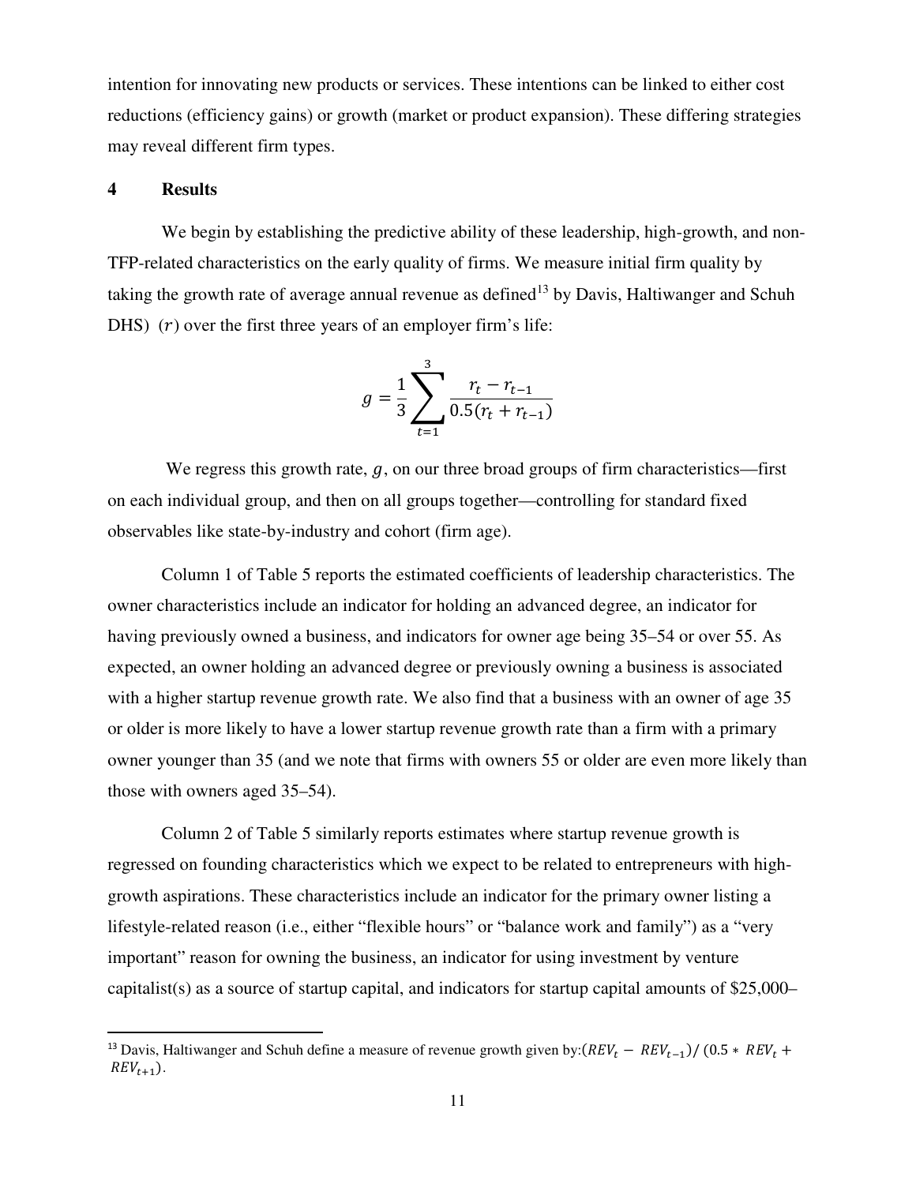intention for innovating new products or services. These intentions can be linked to either cost reductions (efficiency gains) or growth (market or product expansion). These differing strategies may reveal different firm types.

## 4 Results

We begin by establishing the predictive ability of these leadership, high-growth, and non-TFP-related characteristics on the early quality of firms. We measure initial firm quality by taking the growth rate of average annual revenue as defined[13] by Davis, Haltiwanger and Schuh DHS) $(r)$ over the first three years of an employer firm's life:

$$g = \frac{1}{3} \sum_{t=1}^{3} \frac{r_t - r_{t-1}}{0.5(r_t + r_{t-1})}$$

We regress this growth rate, $g$, on our three broad groups of firm characteristics—first on each individual group, and then on all groups together—controlling for standard fixed observables like state-by-industry and cohort (firm age).

Column 1 of Table 5 reports the estimated coefficients of leadership characteristics. The owner characteristics include an indicator for holding an advanced degree, an indicator for having previously owned a business, and indicators for owner age being 35–54 or over 55. As expected, an owner holding an advanced degree or previously owning a business is associated with a higher startup revenue growth rate. We also find that a business with an owner of age 35 or older is more likely to have a lower startup revenue growth rate than a firm with a primary owner younger than 35 (and we note that firms with owners 55 or older are even more likely than those with owners aged 35–54).

Column 2 of Table 5 similarly reports estimates where startup revenue growth is regressed on founding characteristics which we expect to be related to entrepreneurs with high-growth aspirations. These characteristics include an indicator for the primary owner listing a lifestyle-related reason (i.e., either "flexible hours" or "balance work and family") as a "very important" reason for owning the business, an indicator for using investment by venture capitalist(s) as a source of startup capital, and indicators for startup capital amounts of \$25,000–

---

[13] Davis, Haltiwanger and Schuh define a measure of revenue growth given by: $(REV_t - REV_{t-1}) / (0.5 * REV_t + REV_{t+1})$.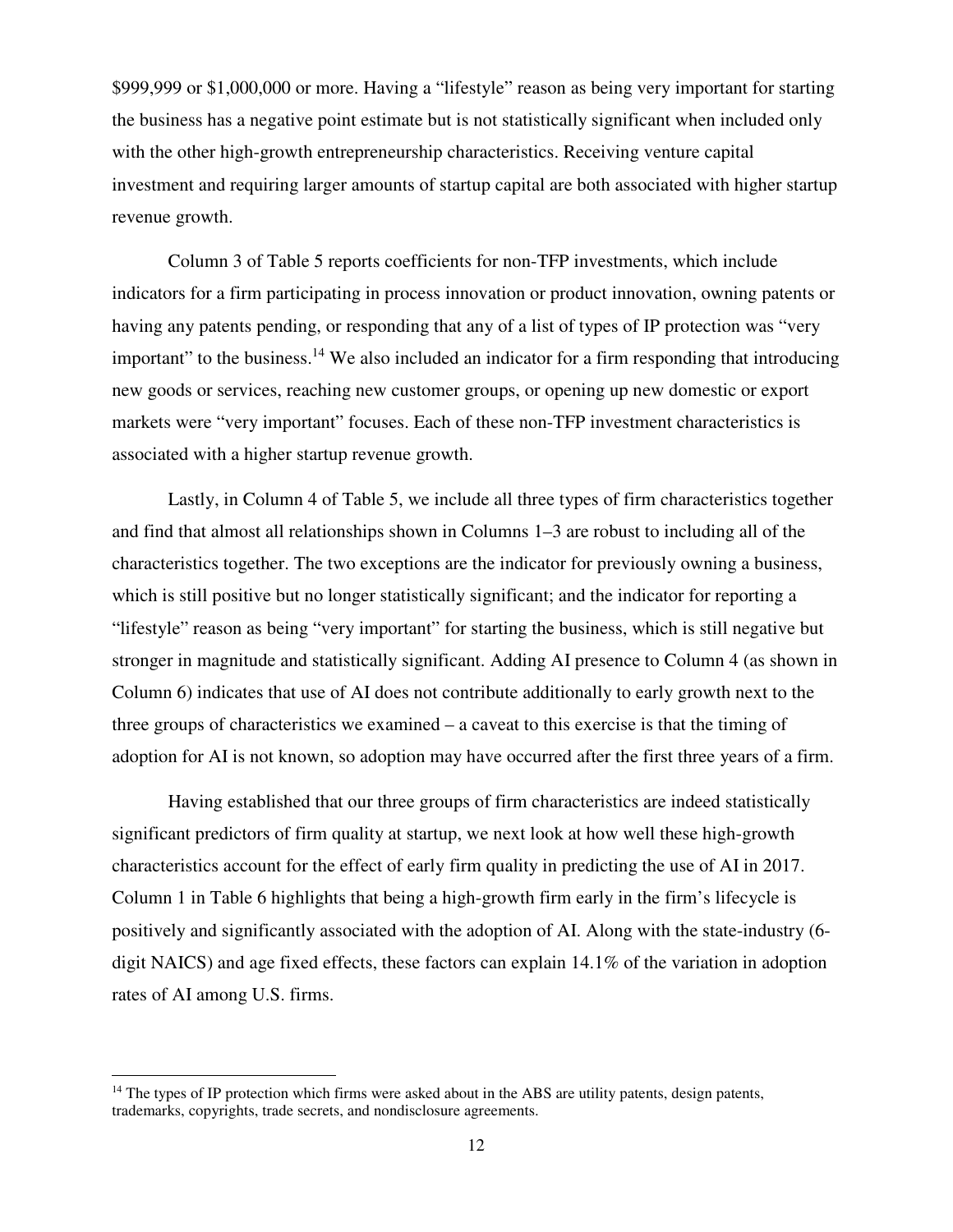$999,999 or $1,000,000 or more. Having a "lifestyle" reason as being very important for starting the business has a negative point estimate but is not statistically significant when included only with the other high-growth entrepreneurship characteristics. Receiving venture capital investment and requiring larger amounts of startup capital are both associated with higher startup revenue growth.

Column 3 of Table 5 reports coefficients for non-TFP investments, which include indicators for a firm participating in process innovation or product innovation, owning patents or having any patents pending, or responding that any of a list of types of IP protection was "very important" to the business.[14] We also included an indicator for a firm responding that introducing new goods or services, reaching new customer groups, or opening up new domestic or export markets were "very important" focuses. Each of these non-TFP investment characteristics is associated with a higher startup revenue growth.

Lastly, in Column 4 of Table 5, we include all three types of firm characteristics together and find that almost all relationships shown in Columns 1–3 are robust to including all of the characteristics together. The two exceptions are the indicator for previously owning a business, which is still positive but no longer statistically significant; and the indicator for reporting a "lifestyle" reason as being "very important" for starting the business, which is still negative but stronger in magnitude and statistically significant. Adding AI presence to Column 4 (as shown in Column 6) indicates that use of AI does not contribute additionally to early growth next to the three groups of characteristics we examined – a caveat to this exercise is that the timing of adoption for AI is not known, so adoption may have occurred after the first three years of a firm.

Having established that our three groups of firm characteristics are indeed statistically significant predictors of firm quality at startup, we next look at how well these high-growth characteristics account for the effect of early firm quality in predicting the use of AI in 2017. Column 1 in Table 6 highlights that being a high-growth firm early in the firm's lifecycle is positively and significantly associated with the adoption of AI. Along with the state-industry (6-digit NAICS) and age fixed effects, these factors can explain 14.1% of the variation in adoption rates of AI among U.S. firms.

[14] The types of IP protection which firms were asked about in the ABS are utility patents, design patents, trademarks, copyrights, trade secrets, and nondisclosure agreements.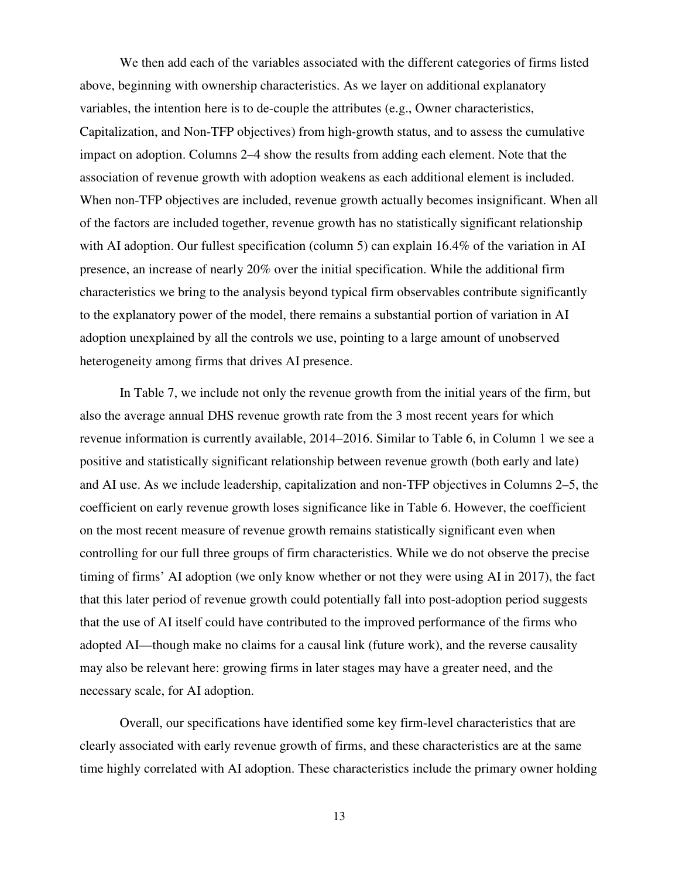We then add each of the variables associated with the different categories of firms listed above, beginning with ownership characteristics. As we layer on additional explanatory variables, the intention here is to de-couple the attributes (e.g., Owner characteristics, Capitalization, and Non-TFP objectives) from high-growth status, and to assess the cumulative impact on adoption. Columns 2–4 show the results from adding each element. Note that the association of revenue growth with adoption weakens as each additional element is included. When non-TFP objectives are included, revenue growth actually becomes insignificant. When all of the factors are included together, revenue growth has no statistically significant relationship with AI adoption. Our fullest specification (column 5) can explain 16.4% of the variation in AI presence, an increase of nearly 20% over the initial specification. While the additional firm characteristics we bring to the analysis beyond typical firm observables contribute significantly to the explanatory power of the model, there remains a substantial portion of variation in AI adoption unexplained by all the controls we use, pointing to a large amount of unobserved heterogeneity among firms that drives AI presence.

In Table 7, we include not only the revenue growth from the initial years of the firm, but also the average annual DHS revenue growth rate from the 3 most recent years for which revenue information is currently available, 2014–2016. Similar to Table 6, in Column 1 we see a positive and statistically significant relationship between revenue growth (both early and late) and AI use. As we include leadership, capitalization and non-TFP objectives in Columns 2–5, the coefficient on early revenue growth loses significance like in Table 6. However, the coefficient on the most recent measure of revenue growth remains statistically significant even when controlling for our full three groups of firm characteristics. While we do not observe the precise timing of firms' AI adoption (we only know whether or not they were using AI in 2017), the fact that this later period of revenue growth could potentially fall into post-adoption period suggests that the use of AI itself could have contributed to the improved performance of the firms who adopted AI—though make no claims for a causal link (future work), and the reverse causality may also be relevant here: growing firms in later stages may have a greater need, and the necessary scale, for AI adoption.

Overall, our specifications have identified some key firm-level characteristics that are clearly associated with early revenue growth of firms, and these characteristics are at the same time highly correlated with AI adoption. These characteristics include the primary owner holding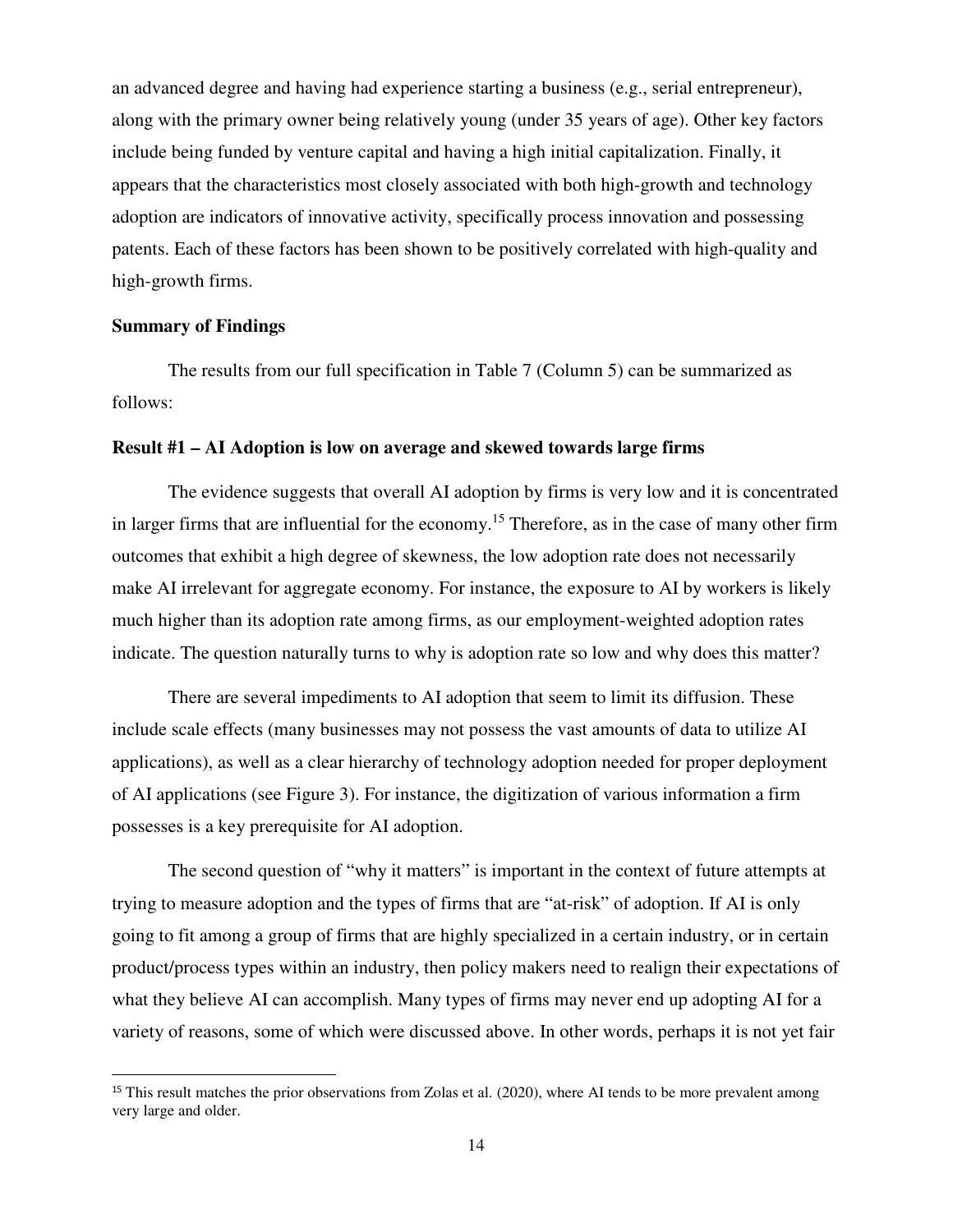an advanced degree and having had experience starting a business (e.g., serial entrepreneur), along with the primary owner being relatively young (under 35 years of age). Other key factors include being funded by venture capital and having a high initial capitalization. Finally, it appears that the characteristics most closely associated with both high-growth and technology adoption are indicators of innovative activity, specifically process innovation and possessing patents. Each of these factors has been shown to be positively correlated with high-quality and high-growth firms.

### Summary of Findings

The results from our full specification in Table 7 (Column 5) can be summarized as follows:

### Result #1 – AI Adoption is low on average and skewed towards large firms

The evidence suggests that overall AI adoption by firms is very low and it is concentrated in larger firms that are influential for the economy.[15] Therefore, as in the case of many other firm outcomes that exhibit a high degree of skewness, the low adoption rate does not necessarily make AI irrelevant for aggregate economy. For instance, the exposure to AI by workers is likely much higher than its adoption rate among firms, as our employment-weighted adoption rates indicate. The question naturally turns to why is adoption rate so low and why does this matter?

There are several impediments to AI adoption that seem to limit its diffusion. These include scale effects (many businesses may not possess the vast amounts of data to utilize AI applications), as well as a clear hierarchy of technology adoption needed for proper deployment of AI applications (see Figure 3). For instance, the digitization of various information a firm possesses is a key prerequisite for AI adoption.

The second question of "why it matters" is important in the context of future attempts at trying to measure adoption and the types of firms that are "at-risk" of adoption. If AI is only going to fit among a group of firms that are highly specialized in a certain industry, or in certain product/process types within an industry, then policy makers need to realign their expectations of what they believe AI can accomplish. Many types of firms may never end up adopting AI for a variety of reasons, some of which were discussed above. In other words, perhaps it is not yet fair

[15] This result matches the prior observations from Zolas et al. (2020), where AI tends to be more prevalent among very large and older.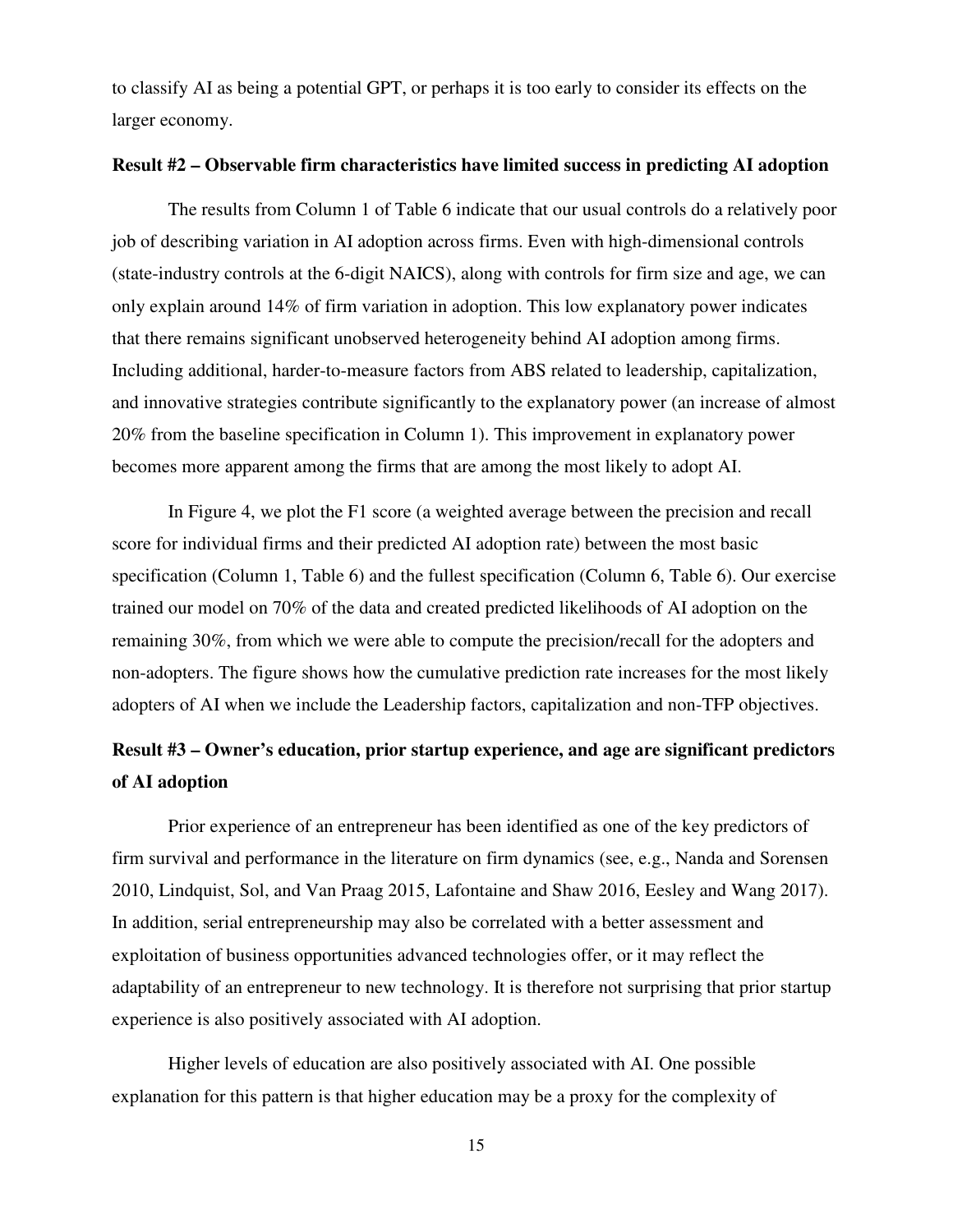to classify AI as being a potential GPT, or perhaps it is too early to consider its effects on the larger economy.

**Result #2 – Observable firm characteristics have limited success in predicting AI adoption**

The results from Column 1 of Table 6 indicate that our usual controls do a relatively poor job of describing variation in AI adoption across firms. Even with high-dimensional controls (state-industry controls at the 6-digit NAICS), along with controls for firm size and age, we can only explain around 14% of firm variation in adoption. This low explanatory power indicates that there remains significant unobserved heterogeneity behind AI adoption among firms. Including additional, harder-to-measure factors from ABS related to leadership, capitalization, and innovative strategies contribute significantly to the explanatory power (an increase of almost 20% from the baseline specification in Column 1). This improvement in explanatory power becomes more apparent among the firms that are among the most likely to adopt AI.

In Figure 4, we plot the F1 score (a weighted average between the precision and recall score for individual firms and their predicted AI adoption rate) between the most basic specification (Column 1, Table 6) and the fullest specification (Column 6, Table 6). Our exercise trained our model on 70% of the data and created predicted likelihoods of AI adoption on the remaining 30%, from which we were able to compute the precision/recall for the adopters and non-adopters. The figure shows how the cumulative prediction rate increases for the most likely adopters of AI when we include the Leadership factors, capitalization and non-TFP objectives.

**Result #3 – Owner's education, prior startup experience, and age are significant predictors of AI adoption**

Prior experience of an entrepreneur has been identified as one of the key predictors of firm survival and performance in the literature on firm dynamics (see, e.g., Nanda and Sorensen 2010, Lindquist, Sol, and Van Praag 2015, Lafontaine and Shaw 2016, Eesley and Wang 2017). In addition, serial entrepreneurship may also be correlated with a better assessment and exploitation of business opportunities advanced technologies offer, or it may reflect the adaptability of an entrepreneur to new technology. It is therefore not surprising that prior startup experience is also positively associated with AI adoption.

Higher levels of education are also positively associated with AI. One possible explanation for this pattern is that higher education may be a proxy for the complexity of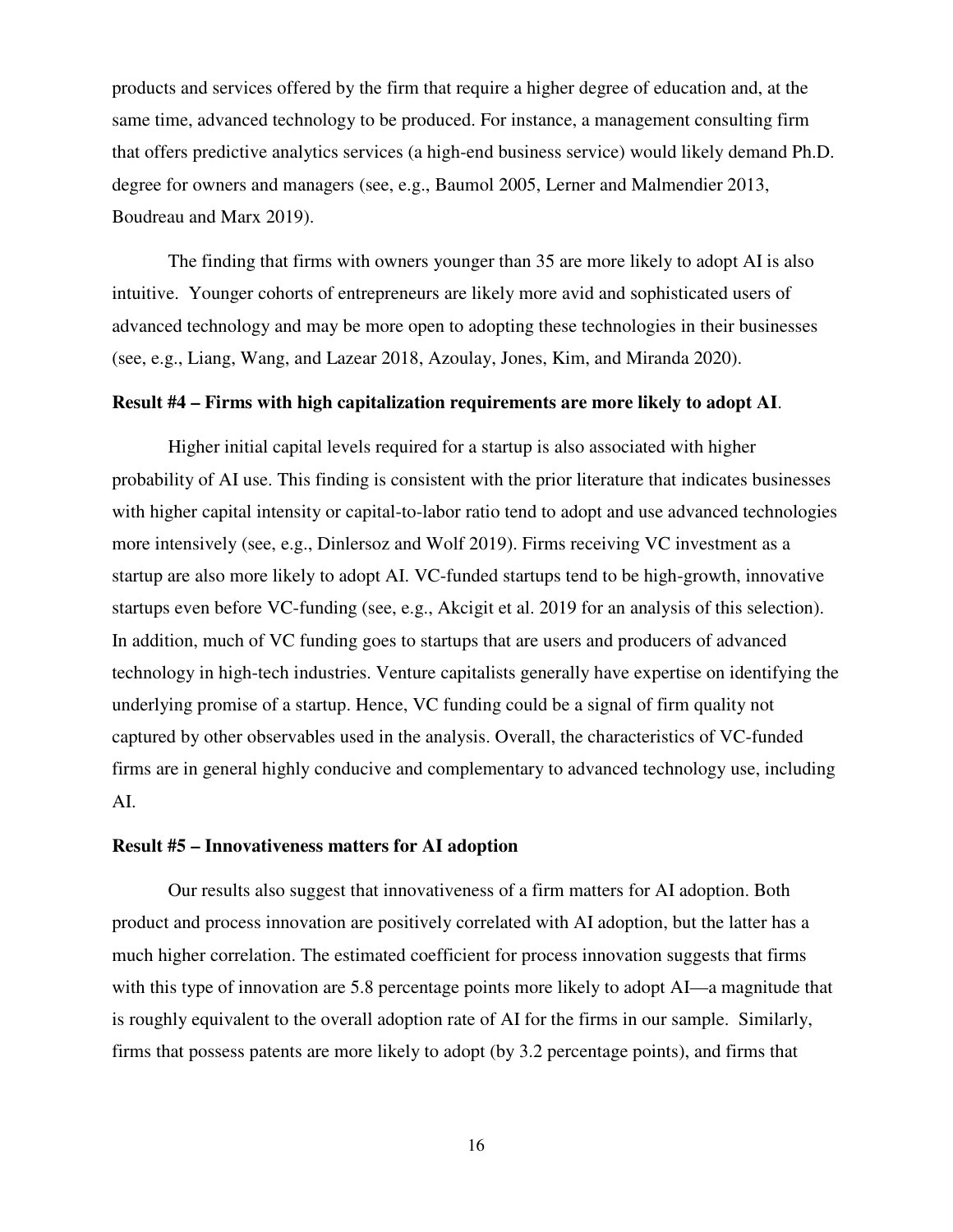products and services offered by the firm that require a higher degree of education and, at the same time, advanced technology to be produced. For instance, a management consulting firm that offers predictive analytics services (a high-end business service) would likely demand Ph.D. degree for owners and managers (see, e.g., Baumol 2005, Lerner and Malmendier 2013, Boudreau and Marx 2019).

The finding that firms with owners younger than 35 are more likely to adopt AI is also intuitive. Younger cohorts of entrepreneurs are likely more avid and sophisticated users of advanced technology and may be more open to adopting these technologies in their businesses (see, e.g., Liang, Wang, and Lazear 2018, Azoulay, Jones, Kim, and Miranda 2020).

**Result #4 – Firms with high capitalization requirements are more likely to adopt AI**.

Higher initial capital levels required for a startup is also associated with higher probability of AI use. This finding is consistent with the prior literature that indicates businesses with higher capital intensity or capital-to-labor ratio tend to adopt and use advanced technologies more intensively (see, e.g., Dinlersoz and Wolf 2019). Firms receiving VC investment as a startup are also more likely to adopt AI. VC-funded startups tend to be high-growth, innovative startups even before VC-funding (see, e.g., Akcigit et al. 2019 for an analysis of this selection). In addition, much of VC funding goes to startups that are users and producers of advanced technology in high-tech industries. Venture capitalists generally have expertise on identifying the underlying promise of a startup. Hence, VC funding could be a signal of firm quality not captured by other observables used in the analysis. Overall, the characteristics of VC-funded firms are in general highly conducive and complementary to advanced technology use, including AI.

**Result #5 – Innovativeness matters for AI adoption**

Our results also suggest that innovativeness of a firm matters for AI adoption. Both product and process innovation are positively correlated with AI adoption, but the latter has a much higher correlation. The estimated coefficient for process innovation suggests that firms with this type of innovation are 5.8 percentage points more likely to adopt AI—a magnitude that is roughly equivalent to the overall adoption rate of AI for the firms in our sample. Similarly, firms that possess patents are more likely to adopt (by 3.2 percentage points), and firms that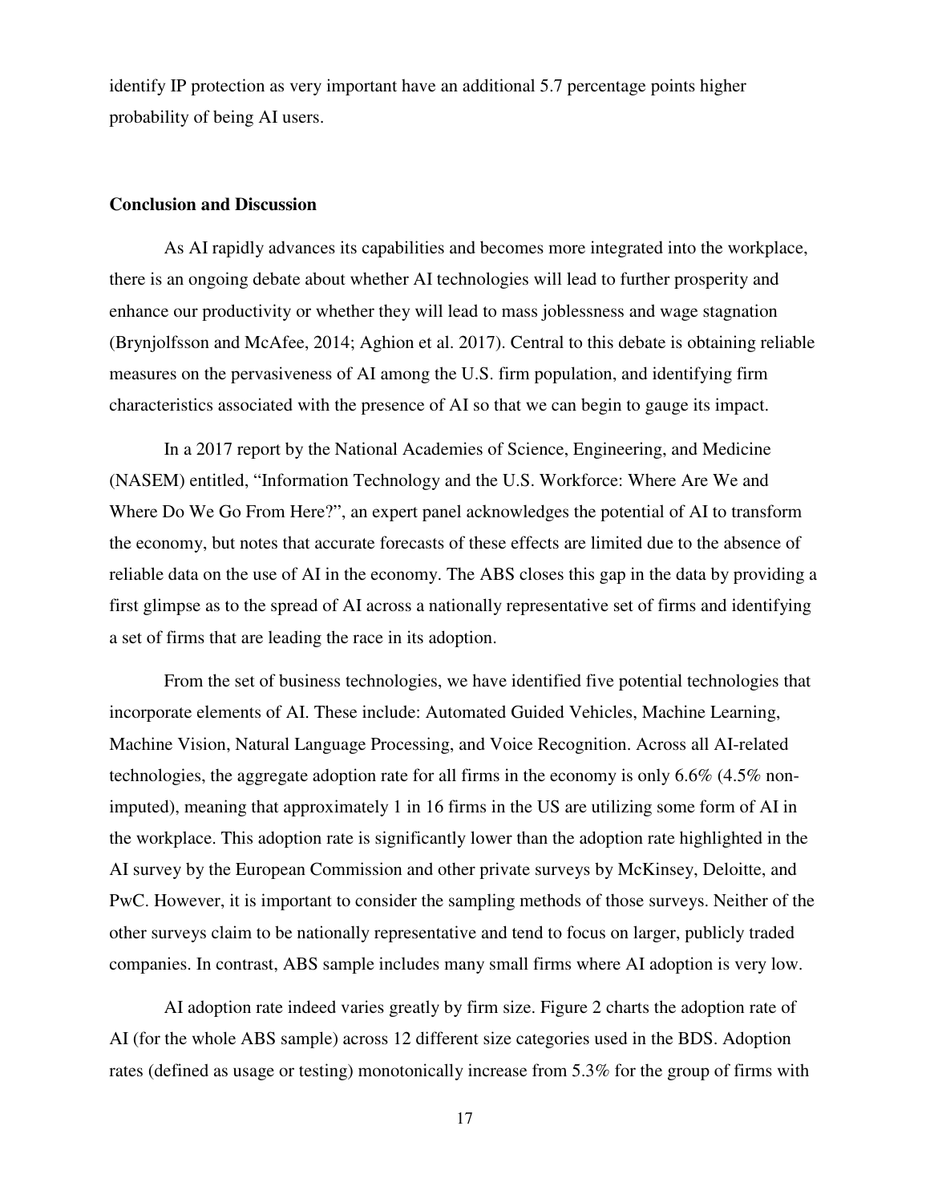identify IP protection as very important have an additional 5.7 percentage points higher probability of being AI users.

## Conclusion and Discussion

As AI rapidly advances its capabilities and becomes more integrated into the workplace, there is an ongoing debate about whether AI technologies will lead to further prosperity and enhance our productivity or whether they will lead to mass joblessness and wage stagnation (Brynjolfsson and McAfee, 2014; Aghion et al. 2017). Central to this debate is obtaining reliable measures on the pervasiveness of AI among the U.S. firm population, and identifying firm characteristics associated with the presence of AI so that we can begin to gauge its impact.

In a 2017 report by the National Academies of Science, Engineering, and Medicine (NASEM) entitled, "Information Technology and the U.S. Workforce: Where Are We and Where Do We Go From Here?", an expert panel acknowledges the potential of AI to transform the economy, but notes that accurate forecasts of these effects are limited due to the absence of reliable data on the use of AI in the economy. The ABS closes this gap in the data by providing a first glimpse as to the spread of AI across a nationally representative set of firms and identifying a set of firms that are leading the race in its adoption.

From the set of business technologies, we have identified five potential technologies that incorporate elements of AI. These include: Automated Guided Vehicles, Machine Learning, Machine Vision, Natural Language Processing, and Voice Recognition. Across all AI-related technologies, the aggregate adoption rate for all firms in the economy is only 6.6% (4.5% non-imputed), meaning that approximately 1 in 16 firms in the US are utilizing some form of AI in the workplace. This adoption rate is significantly lower than the adoption rate highlighted in the AI survey by the European Commission and other private surveys by McKinsey, Deloitte, and PwC. However, it is important to consider the sampling methods of those surveys. Neither of the other surveys claim to be nationally representative and tend to focus on larger, publicly traded companies. In contrast, ABS sample includes many small firms where AI adoption is very low.

AI adoption rate indeed varies greatly by firm size. Figure 2 charts the adoption rate of AI (for the whole ABS sample) across 12 different size categories used in the BDS. Adoption rates (defined as usage or testing) monotonically increase from 5.3% for the group of firms with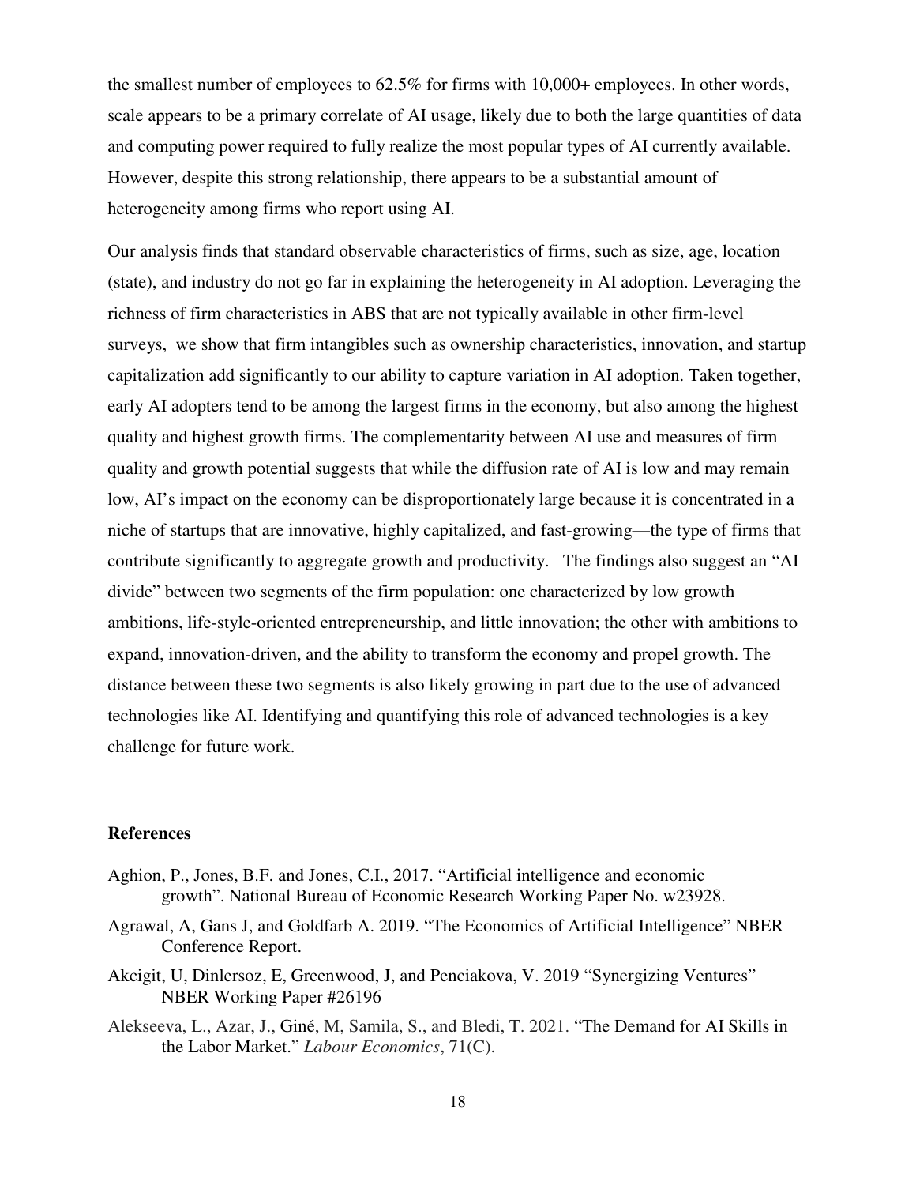the smallest number of employees to 62.5% for firms with 10,000+ employees. In other words, scale appears to be a primary correlate of AI usage, likely due to both the large quantities of data and computing power required to fully realize the most popular types of AI currently available. However, despite this strong relationship, there appears to be a substantial amount of heterogeneity among firms who report using AI.

Our analysis finds that standard observable characteristics of firms, such as size, age, location (state), and industry do not go far in explaining the heterogeneity in AI adoption. Leveraging the richness of firm characteristics in ABS that are not typically available in other firm-level surveys, we show that firm intangibles such as ownership characteristics, innovation, and startup capitalization add significantly to our ability to capture variation in AI adoption. Taken together, early AI adopters tend to be among the largest firms in the economy, but also among the highest quality and highest growth firms. The complementarity between AI use and measures of firm quality and growth potential suggests that while the diffusion rate of AI is low and may remain low, AI's impact on the economy can be disproportionately large because it is concentrated in a niche of startups that are innovative, highly capitalized, and fast-growing—the type of firms that contribute significantly to aggregate growth and productivity. The findings also suggest an "AI divide" between two segments of the firm population: one characterized by low growth ambitions, life-style-oriented entrepreneurship, and little innovation; the other with ambitions to expand, innovation-driven, and the ability to transform the economy and propel growth. The distance between these two segments is also likely growing in part due to the use of advanced technologies like AI. Identifying and quantifying this role of advanced technologies is a key challenge for future work.

## References

Aghion, P., Jones, B.F. and Jones, C.I., 2017. "Artificial intelligence and economic growth". National Bureau of Economic Research Working Paper No. w23928.

Agrawal, A, Gans J, and Goldfarb A. 2019. "The Economics of Artificial Intelligence" NBER Conference Report.

Akcigit, U, Dinlersoz, E, Greenwood, J, and Penciakova, V. 2019 "Synergizing Ventures" NBER Working Paper #26196

Alekseeva, L., Azar, J., Giné, M, Samila, S., and Bledi, T. 2021. "The Demand for AI Skills in the Labor Market." *Labour Economics*, 71(C).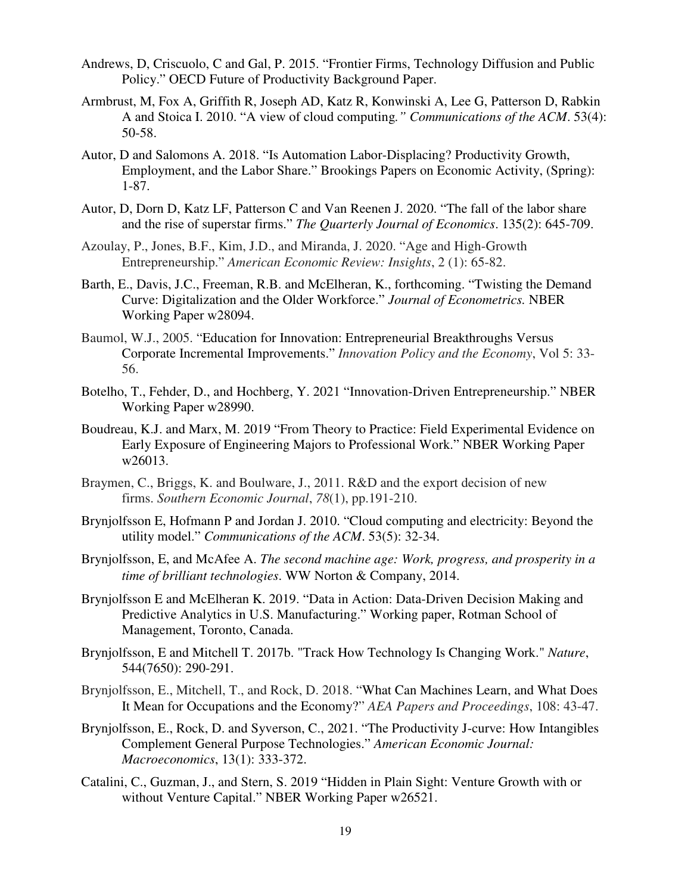Andrews, D, Criscuolo, C and Gal, P. 2015. "Frontier Firms, Technology Diffusion and Public Policy." OECD Future of Productivity Background Paper.

Armbrust, M, Fox A, Griffith R, Joseph AD, Katz R, Konwinski A, Lee G, Patterson D, Rabkin A and Stoica I. 2010. "A view of cloud computing*." Communications of the ACM*. 53(4): 50-58.

Autor, D and Salomons A. 2018. "Is Automation Labor-Displacing? Productivity Growth, Employment, and the Labor Share." Brookings Papers on Economic Activity, (Spring): 1-87.

Autor, D, Dorn D, Katz LF, Patterson C and Van Reenen J. 2020. "The fall of the labor share and the rise of superstar firms." *The Quarterly Journal of Economics*. 135(2): 645-709.

Azoulay, P., Jones, B.F., Kim, J.D., and Miranda, J. 2020. "Age and High-Growth Entrepreneurship." *American Economic Review: Insights*, 2 (1): 65-82.

Barth, E., Davis, J.C., Freeman, R.B. and McElheran, K., forthcoming. "Twisting the Demand Curve: Digitalization and the Older Workforce." *Journal of Econometrics.* NBER Working Paper w28094.

Baumol, W.J., 2005. "Education for Innovation: Entrepreneurial Breakthroughs Versus Corporate Incremental Improvements." *Innovation Policy and the Economy*, Vol 5: 33-56.

Botelho, T., Fehder, D., and Hochberg, Y. 2021 "Innovation-Driven Entrepreneurship." NBER Working Paper w28990.

Boudreau, K.J. and Marx, M. 2019 "From Theory to Practice: Field Experimental Evidence on Early Exposure of Engineering Majors to Professional Work." NBER Working Paper w26013.

Braymen, C., Briggs, K. and Boulware, J., 2011. R&D and the export decision of new firms. *Southern Economic Journal*, *78*(1), pp.191-210.

Brynjolfsson E, Hofmann P and Jordan J. 2010. "Cloud computing and electricity: Beyond the utility model." *Communications of the ACM*. 53(5): 32-34.

Brynjolfsson, E, and McAfee A. *The second machine age: Work, progress, and prosperity in a time of brilliant technologies*. WW Norton & Company, 2014.

Brynjolfsson E and McElheran K. 2019. "Data in Action: Data-Driven Decision Making and Predictive Analytics in U.S. Manufacturing." Working paper, Rotman School of Management, Toronto, Canada.

Brynjolfsson, E and Mitchell T. 2017b. "Track How Technology Is Changing Work." *Nature*, 544(7650): 290-291.

Brynjolfsson, E., Mitchell, T., and Rock, D. 2018. "What Can Machines Learn, and What Does It Mean for Occupations and the Economy?" *AEA Papers and Proceedings*, 108: 43-47.

Brynjolfsson, E., Rock, D. and Syverson, C., 2021. "The Productivity J-curve: How Intangibles Complement General Purpose Technologies." *American Economic Journal: Macroeconomics*, 13(1): 333-372.

Catalini, C., Guzman, J., and Stern, S. 2019 "Hidden in Plain Sight: Venture Growth with or without Venture Capital." NBER Working Paper w26521.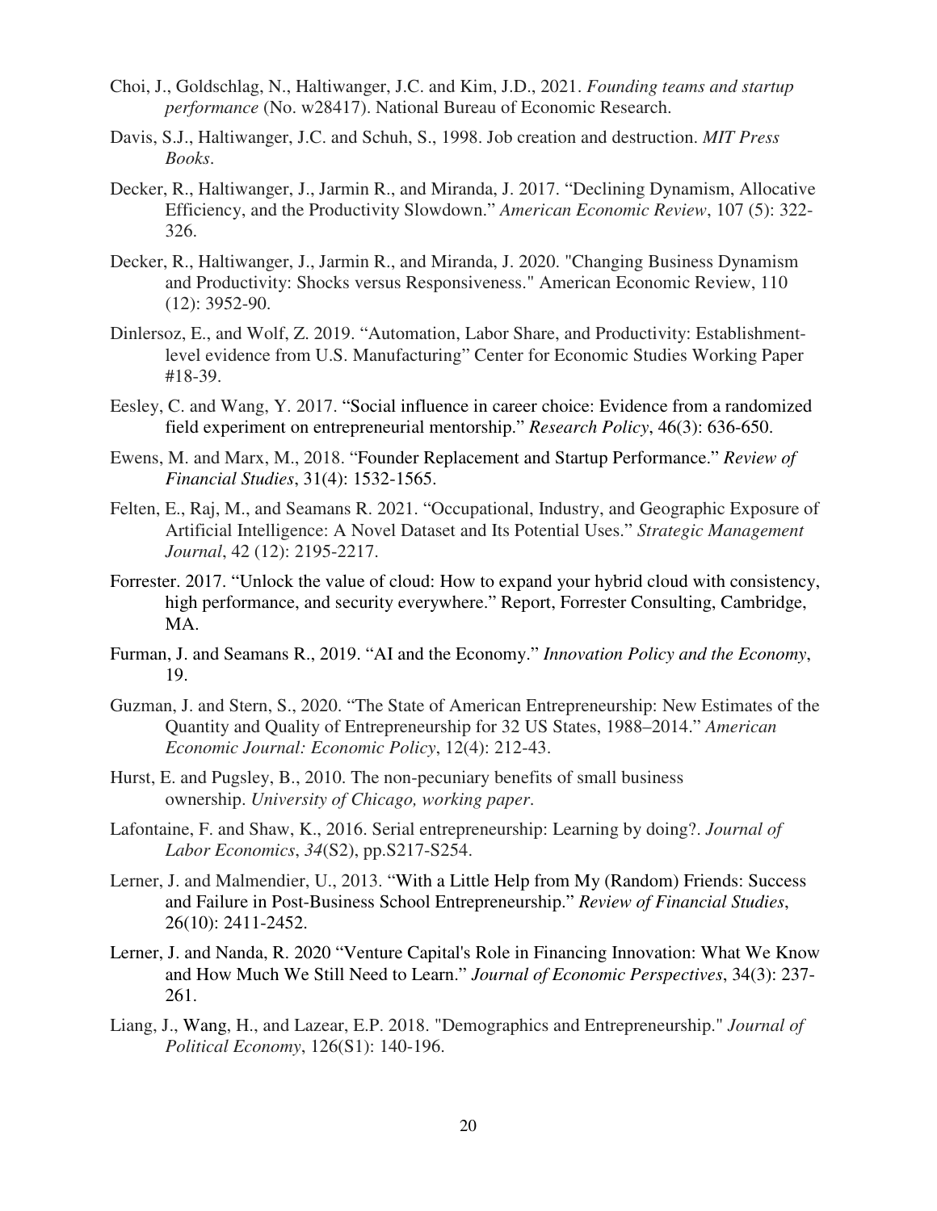Choi, J., Goldschlag, N., Haltiwanger, J.C. and Kim, J.D., 2021. *Founding teams and startup performance* (No. w28417). National Bureau of Economic Research.

Davis, S.J., Haltiwanger, J.C. and Schuh, S., 1998. Job creation and destruction. *MIT Press Books*.

Decker, R., Haltiwanger, J., Jarmin R., and Miranda, J. 2017. "Declining Dynamism, Allocative Efficiency, and the Productivity Slowdown." *American Economic Review*, 107 (5): 322-326.

Decker, R., Haltiwanger, J., Jarmin R., and Miranda, J. 2020. "Changing Business Dynamism and Productivity: Shocks versus Responsiveness." American Economic Review, 110 (12): 3952-90.

Dinlersoz, E., and Wolf, Z. 2019. "Automation, Labor Share, and Productivity: Establishment-level evidence from U.S. Manufacturing" Center for Economic Studies Working Paper #18-39.

Eesley, C. and Wang, Y. 2017. "Social influence in career choice: Evidence from a randomized field experiment on entrepreneurial mentorship." *Research Policy*, 46(3): 636-650.

Ewens, M. and Marx, M., 2018. "Founder Replacement and Startup Performance." *Review of Financial Studies*, 31(4): 1532-1565.

Felten, E., Raj, M., and Seamans R. 2021. "Occupational, Industry, and Geographic Exposure of Artificial Intelligence: A Novel Dataset and Its Potential Uses." *Strategic Management Journal*, 42 (12): 2195-2217.

Forrester. 2017. "Unlock the value of cloud: How to expand your hybrid cloud with consistency, high performance, and security everywhere." Report, Forrester Consulting, Cambridge, MA.

Furman, J. and Seamans R., 2019. "AI and the Economy." *Innovation Policy and the Economy*, 19.

Guzman, J. and Stern, S., 2020. "The State of American Entrepreneurship: New Estimates of the Quantity and Quality of Entrepreneurship for 32 US States, 1988–2014." *American Economic Journal: Economic Policy*, 12(4): 212-43.

Hurst, E. and Pugsley, B., 2010. The non-pecuniary benefits of small business ownership. *University of Chicago, working paper*.

Lafontaine, F. and Shaw, K., 2016. Serial entrepreneurship: Learning by doing?. *Journal of Labor Economics*, *34*(S2), pp.S217-S254.

Lerner, J. and Malmendier, U., 2013. "With a Little Help from My (Random) Friends: Success and Failure in Post-Business School Entrepreneurship." *Review of Financial Studies*, 26(10): 2411-2452.

Lerner, J. and Nanda, R. 2020 "Venture Capital's Role in Financing Innovation: What We Know and How Much We Still Need to Learn." *Journal of Economic Perspectives*, 34(3): 237-261.

Liang, J., Wang, H., and Lazear, E.P. 2018. "Demographics and Entrepreneurship." *Journal of Political Economy*, 126(S1): 140-196.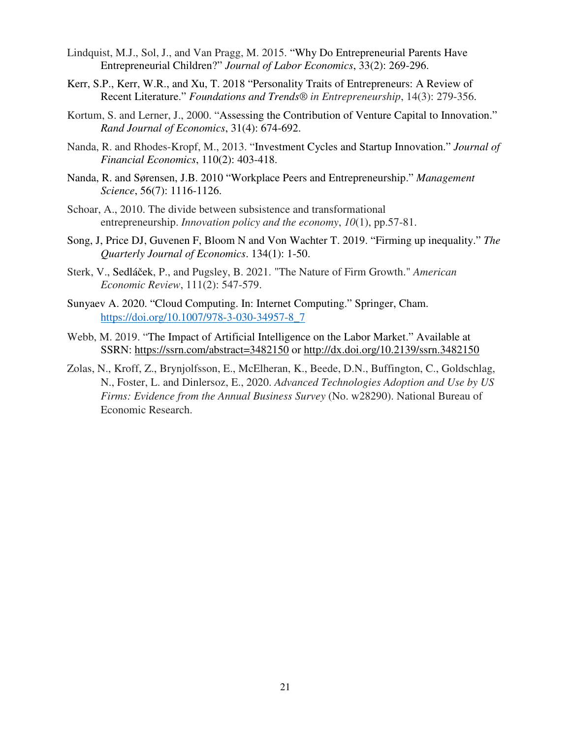Lindquist, M.J., Sol, J., and Van Pragg, M. 2015. "Why Do Entrepreneurial Parents Have Entrepreneurial Children?" *Journal of Labor Economics*, 33(2): 269-296.

Kerr, S.P., Kerr, W.R., and Xu, T. 2018 "Personality Traits of Entrepreneurs: A Review of Recent Literature." *Foundations and Trends® in Entrepreneurship*, 14(3): 279-356.

Kortum, S. and Lerner, J., 2000. "Assessing the Contribution of Venture Capital to Innovation." *Rand Journal of Economics*, 31(4): 674-692.

Nanda, R. and Rhodes-Kropf, M., 2013. "Investment Cycles and Startup Innovation." *Journal of Financial Economics*, 110(2): 403-418.

Nanda, R. and Sørensen, J.B. 2010 "Workplace Peers and Entrepreneurship." *Management Science*, 56(7): 1116-1126.

Schoar, A., 2010. The divide between subsistence and transformational entrepreneurship. *Innovation policy and the economy*, *10*(1), pp.57-81.

Song, J, Price DJ, Guvenen F, Bloom N and Von Wachter T. 2019. "Firming up inequality." *The Quarterly Journal of Economics*. 134(1): 1-50.

Sterk, V., Sedláček, P., and Pugsley, B. 2021. "The Nature of Firm Growth." *American Economic Review*, 111(2): 547-579.

Sunyaev A. 2020. "Cloud Computing. In: Internet Computing." Springer, Cham. https://doi.org/10.1007/978-3-030-34957-8_7

Webb, M. 2019. "The Impact of Artificial Intelligence on the Labor Market." Available at SSRN: https://ssrn.com/abstract=3482150 or http://dx.doi.org/10.2139/ssrn.3482150

Zolas, N., Kroff, Z., Brynjolfsson, E., McElheran, K., Beede, D.N., Buffington, C., Goldschlag, N., Foster, L. and Dinlersoz, E., 2020. *Advanced Technologies Adoption and Use by US Firms: Evidence from the Annual Business Survey* (No. w28290). National Bureau of Economic Research.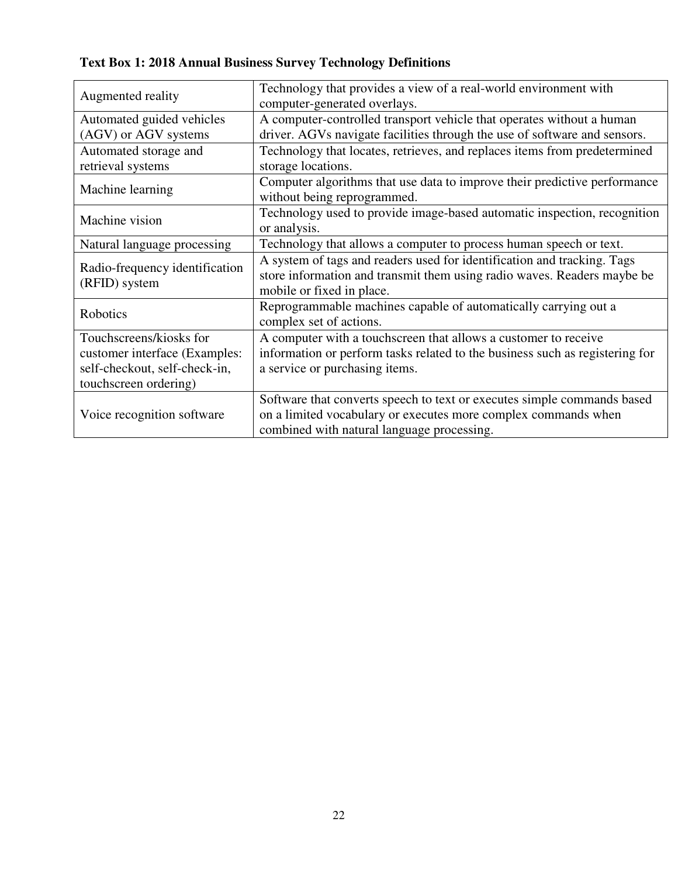**Text Box 1: 2018 Annual Business Survey Technology Definitions**

| | |
|---|---|
| Augmented reality | Technology that provides a view of a real-world environment with computer-generated overlays. |
| Automated guided vehicles (AGV) or AGV systems | A computer-controlled transport vehicle that operates without a human driver. AGVs navigate facilities through the use of software and sensors. |
| Automated storage and retrieval systems | Technology that locates, retrieves, and replaces items from predetermined storage locations. |
| Machine learning | Computer algorithms that use data to improve their predictive performance without being reprogrammed. |
| Machine vision | Technology used to provide image-based automatic inspection, recognition or analysis. |
| Natural language processing | Technology that allows a computer to process human speech or text. |
| Radio-frequency identification (RFID) system | A system of tags and readers used for identification and tracking. Tags store information and transmit them using radio waves. Readers maybe be mobile or fixed in place. |
| Robotics | Reprogrammable machines capable of automatically carrying out a complex set of actions. |
| Touchscreens/kiosks for customer interface (Examples: self-checkout, self-check-in, touchscreen ordering) | A computer with a touchscreen that allows a customer to receive information or perform tasks related to the business such as registering for a service or purchasing items. |
| Voice recognition software | Software that converts speech to text or executes simple commands based on a limited vocabulary or executes more complex commands when combined with natural language processing. |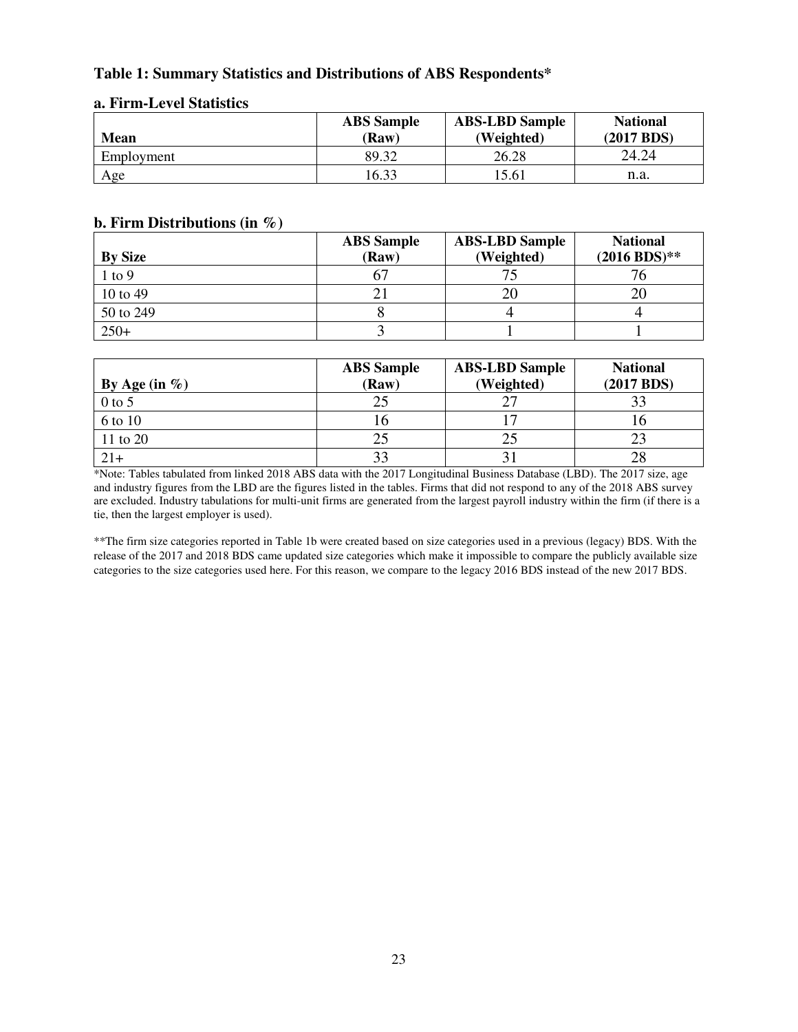### Table 1: Summary Statistics and Distributions of ABS Respondents*

#### a. Firm-Level Statistics

| Mean | ABS Sample (Raw) | ABS-LBD Sample (Weighted) | National (2017 BDS) |
|---|---|---|---|
| Employment | 89.32 | 26.28 | 24.24 |
| Age | 16.33 | 15.61 | n.a. |

#### b. Firm Distributions (in %)

| By Size | ABS Sample (Raw) | ABS-LBD Sample (Weighted) | National (2016 BDS)** |
|---|---|---|---|
| 1 to 9 | 67 | 75 | 76 |
| 10 to 49 | 21 | 20 | 20 |
| 50 to 249 | 8 | 4 | 4 |
| 250+ | 3 | 1 | 1 |

| By Age (in %) | ABS Sample (Raw) | ABS-LBD Sample (Weighted) | National (2017 BDS) |
|---|---|---|---|
| 0 to 5 | 25 | 27 | 33 |
| 6 to 10 | 16 | 17 | 16 |
| 11 to 20 | 25 | 25 | 23 |
| 21+ | 33 | 31 | 28 |

*Note: Tables tabulated from linked 2018 ABS data with the 2017 Longitudinal Business Database (LBD). The 2017 size, age and industry figures from the LBD are the figures listed in the tables. Firms that did not respond to any of the 2018 ABS survey are excluded. Industry tabulations for multi-unit firms are generated from the largest payroll industry within the firm (if there is a tie, then the largest employer is used).

**The firm size categories reported in Table 1b were created based on size categories used in a previous (legacy) BDS. With the release of the 2017 and 2018 BDS came updated size categories which make it impossible to compare the publicly available size categories to the size categories used here. For this reason, we compare to the legacy 2016 BDS instead of the new 2017 BDS.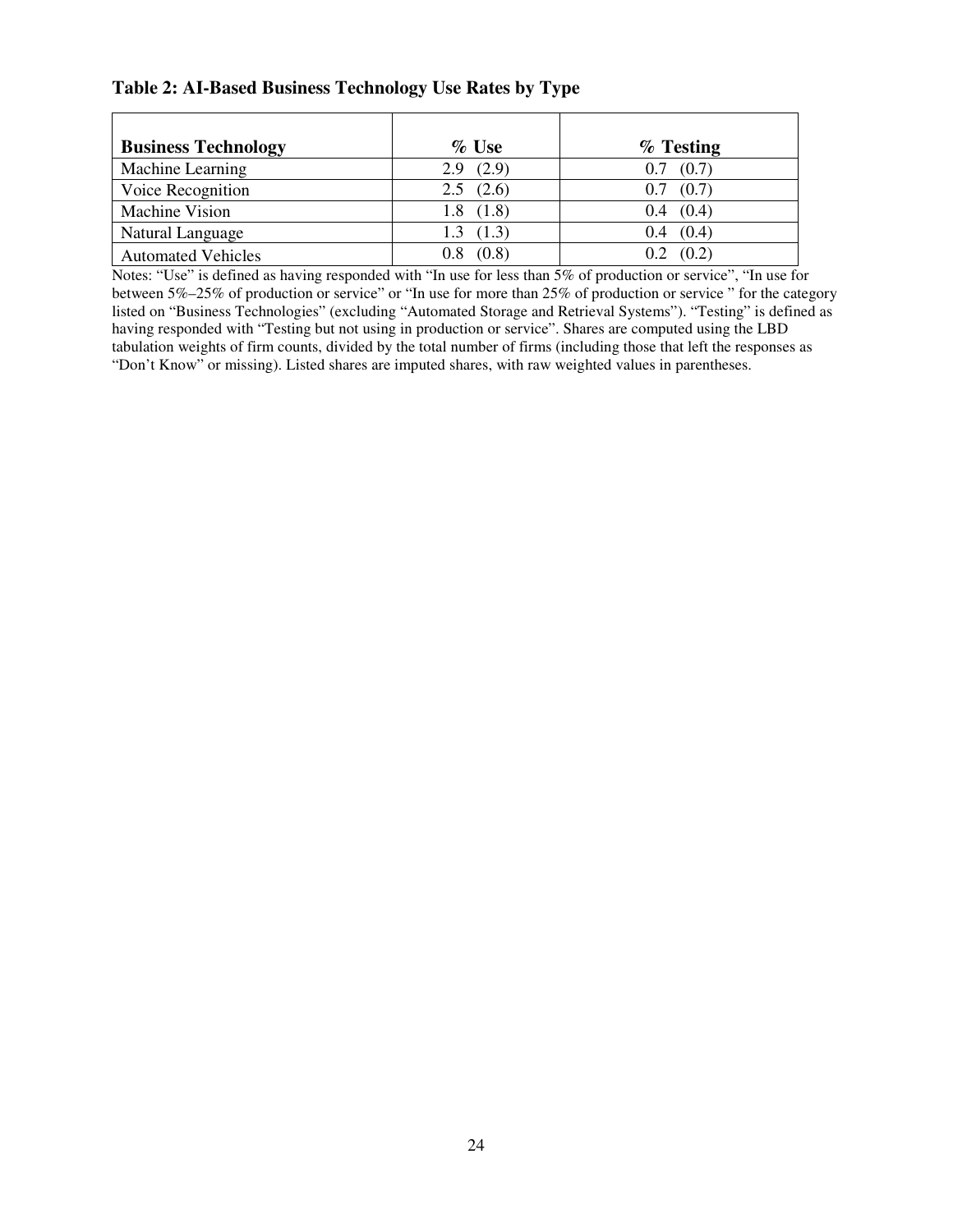**Table 2: AI-Based Business Technology Use Rates by Type**

| Business Technology | % Use | % Testing |
|---|---|---|
| Machine Learning | 2.9 (2.9) | 0.7 (0.7) |
| Voice Recognition | 2.5 (2.6) | 0.7 (0.7) |
| Machine Vision | 1.8 (1.8) | 0.4 (0.4) |
| Natural Language | 1.3 (1.3) | 0.4 (0.4) |
| Automated Vehicles | 0.8 (0.8) | 0.2 (0.2) |

Notes: "Use" is defined as having responded with "In use for less than 5% of production or service", "In use for between 5%–25% of production or service" or "In use for more than 25% of production or service " for the category listed on "Business Technologies" (excluding "Automated Storage and Retrieval Systems"). "Testing" is defined as having responded with "Testing but not using in production or service". Shares are computed using the LBD tabulation weights of firm counts, divided by the total number of firms (including those that left the responses as "Don't Know" or missing). Listed shares are imputed shares, with raw weighted values in parentheses.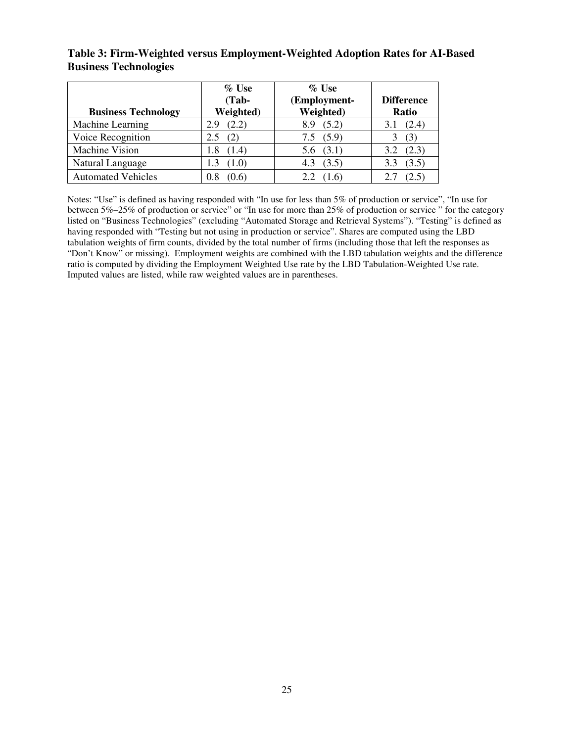**Table 3: Firm-Weighted versus Employment-Weighted Adoption Rates for AI-Based Business Technologies**

| Business Technology | % Use (Tab-Weighted) | % Use (Employment-Weighted) | Difference Ratio |
|---|---|---|---|
| Machine Learning | 2.9 (2.2) | 8.9 (5.2) | 3.1 (2.4) |
| Voice Recognition | 2.5 (2) | 7.5 (5.9) | 3 (3) |
| Machine Vision | 1.8 (1.4) | 5.6 (3.1) | 3.2 (2.3) |
| Natural Language | 1.3 (1.0) | 4.3 (3.5) | 3.3 (3.5) |
| Automated Vehicles | 0.8 (0.6) | 2.2 (1.6) | 2.7 (2.5) |

Notes: "Use" is defined as having responded with "In use for less than 5% of production or service", "In use for between 5%–25% of production or service" or "In use for more than 25% of production or service " for the category listed on "Business Technologies" (excluding "Automated Storage and Retrieval Systems"). "Testing" is defined as having responded with "Testing but not using in production or service". Shares are computed using the LBD tabulation weights of firm counts, divided by the total number of firms (including those that left the responses as "Don't Know" or missing). Employment weights are combined with the LBD tabulation weights and the difference ratio is computed by dividing the Employment Weighted Use rate by the LBD Tabulation-Weighted Use rate. Imputed values are listed, while raw weighted values are in parentheses.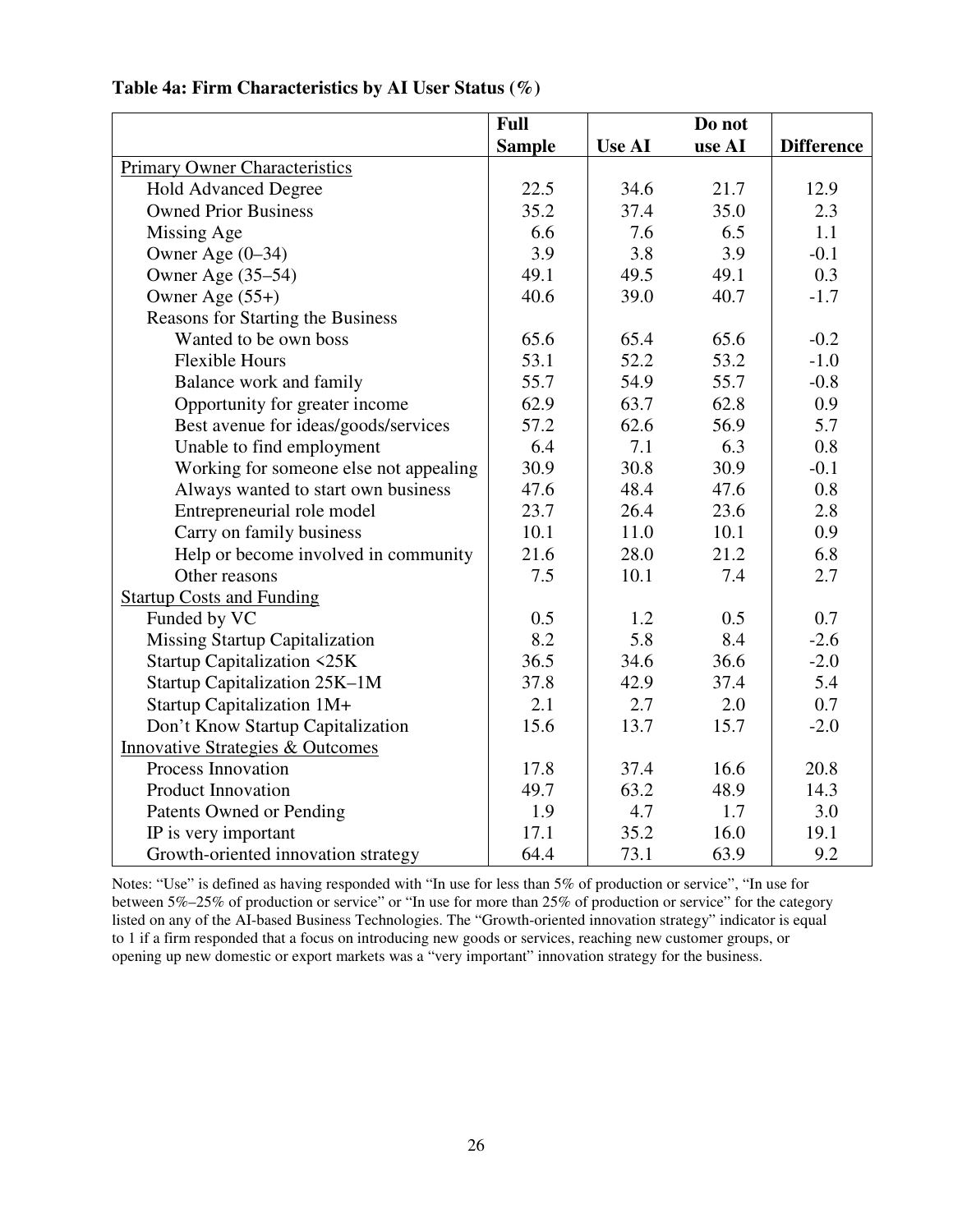**Table 4a: Firm Characteristics by AI User Status (%)**

| | Full Sample | Use AI | Do not use AI | Difference |
|---|---|---|---|---|
| Primary Owner Characteristics | | | | |
| Hold Advanced Degree | 22.5 | 34.6 | 21.7 | 12.9 |
| Owned Prior Business | 35.2 | 37.4 | 35.0 | 2.3 |
| Missing Age | 6.6 | 7.6 | 6.5 | 1.1 |
| Owner Age (0–34) | 3.9 | 3.8 | 3.9 | -0.1 |
| Owner Age (35–54) | 49.1 | 49.5 | 49.1 | 0.3 |
| Owner Age (55+) | 40.6 | 39.0 | 40.7 | -1.7 |
| Reasons for Starting the Business | | | | |
| Wanted to be own boss | 65.6 | 65.4 | 65.6 | -0.2 |
| Flexible Hours | 53.1 | 52.2 | 53.2 | -1.0 |
| Balance work and family | 55.7 | 54.9 | 55.7 | -0.8 |
| Opportunity for greater income | 62.9 | 63.7 | 62.8 | 0.9 |
| Best avenue for ideas/goods/services | 57.2 | 62.6 | 56.9 | 5.7 |
| Unable to find employment | 6.4 | 7.1 | 6.3 | 0.8 |
| Working for someone else not appealing | 30.9 | 30.8 | 30.9 | -0.1 |
| Always wanted to start own business | 47.6 | 48.4 | 47.6 | 0.8 |
| Entrepreneurial role model | 23.7 | 26.4 | 23.6 | 2.8 |
| Carry on family business | 10.1 | 11.0 | 10.1 | 0.9 |
| Help or become involved in community | 21.6 | 28.0 | 21.2 | 6.8 |
| Other reasons | 7.5 | 10.1 | 7.4 | 2.7 |
| Startup Costs and Funding | | | | |
| Funded by VC | 0.5 | 1.2 | 0.5 | 0.7 |
| Missing Startup Capitalization | 8.2 | 5.8 | 8.4 | -2.6 |
| Startup Capitalization <25K | 36.5 | 34.6 | 36.6 | -2.0 |
| Startup Capitalization 25K–1M | 37.8 | 42.9 | 37.4 | 5.4 |
| Startup Capitalization 1M+ | 2.1 | 2.7 | 2.0 | 0.7 |
| Don't Know Startup Capitalization | 15.6 | 13.7 | 15.7 | -2.0 |
| Innovative Strategies & Outcomes | | | | |
| Process Innovation | 17.8 | 37.4 | 16.6 | 20.8 |
| Product Innovation | 49.7 | 63.2 | 48.9 | 14.3 |
| Patents Owned or Pending | 1.9 | 4.7 | 1.7 | 3.0 |
| IP is very important | 17.1 | 35.2 | 16.0 | 19.1 |
| Growth-oriented innovation strategy | 64.4 | 73.1 | 63.9 | 9.2 |

Notes: "Use" is defined as having responded with "In use for less than 5% of production or service", "In use for between 5%–25% of production or service" or "In use for more than 25% of production or service" for the category listed on any of the AI-based Business Technologies. The "Growth-oriented innovation strategy" indicator is equal to 1 if a firm responded that a focus on introducing new goods or services, reaching new customer groups, or opening up new domestic or export markets was a "very important" innovation strategy for the business.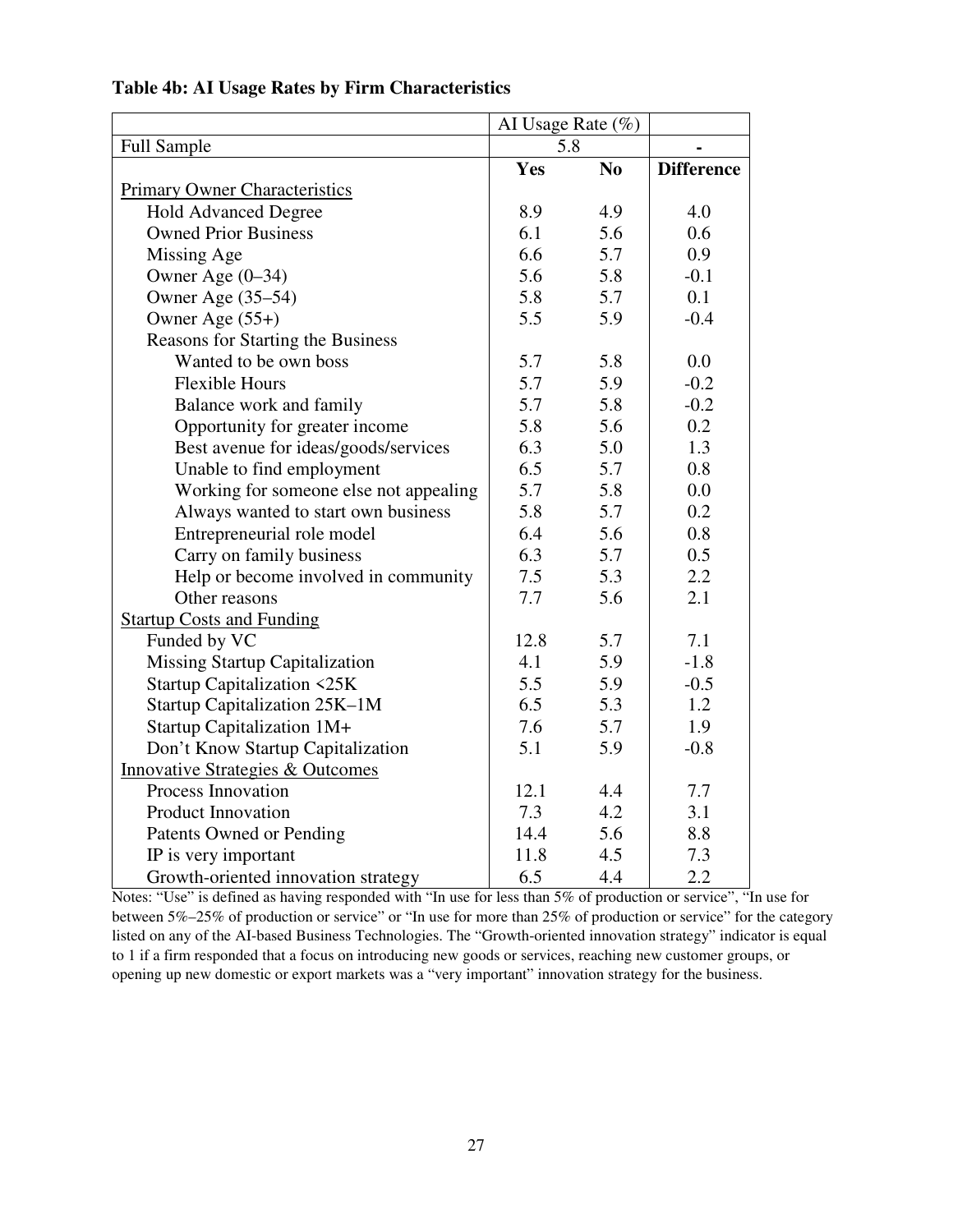**Table 4b: AI Usage Rates by Firm Characteristics**

| | AI Usage Rate (%) | | |
|---|---|---|---|
| Full Sample | 5.8 | | - |
| | **Yes** | **No** | **Difference** |
| Primary Owner Characteristics | | | |
| Hold Advanced Degree | 8.9 | 4.9 | 4.0 |
| Owned Prior Business | 6.1 | 5.6 | 0.6 |
| Missing Age | 6.6 | 5.7 | 0.9 |
| Owner Age (0–34) | 5.6 | 5.8 | -0.1 |
| Owner Age (35–54) | 5.8 | 5.7 | 0.1 |
| Owner Age (55+) | 5.5 | 5.9 | -0.4 |
| Reasons for Starting the Business | | | |
| Wanted to be own boss | 5.7 | 5.8 | 0.0 |
| Flexible Hours | 5.7 | 5.9 | -0.2 |
| Balance work and family | 5.7 | 5.8 | -0.2 |
| Opportunity for greater income | 5.8 | 5.6 | 0.2 |
| Best avenue for ideas/goods/services | 6.3 | 5.0 | 1.3 |
| Unable to find employment | 6.5 | 5.7 | 0.8 |
| Working for someone else not appealing | 5.7 | 5.8 | 0.0 |
| Always wanted to start own business | 5.8 | 5.7 | 0.2 |
| Entrepreneurial role model | 6.4 | 5.6 | 0.8 |
| Carry on family business | 6.3 | 5.7 | 0.5 |
| Help or become involved in community | 7.5 | 5.3 | 2.2 |
| Other reasons | 7.7 | 5.6 | 2.1 |
| Startup Costs and Funding | | | |
| Funded by VC | 12.8 | 5.7 | 7.1 |
| Missing Startup Capitalization | 4.1 | 5.9 | -1.8 |
| Startup Capitalization <25K | 5.5 | 5.9 | -0.5 |
| Startup Capitalization 25K–1M | 6.5 | 5.3 | 1.2 |
| Startup Capitalization 1M+ | 7.6 | 5.7 | 1.9 |
| Don't Know Startup Capitalization | 5.1 | 5.9 | -0.8 |
| Innovative Strategies & Outcomes | | | |
| Process Innovation | 12.1 | 4.4 | 7.7 |
| Product Innovation | 7.3 | 4.2 | 3.1 |
| Patents Owned or Pending | 14.4 | 5.6 | 8.8 |
| IP is very important | 11.8 | 4.5 | 7.3 |
| Growth-oriented innovation strategy | 6.5 | 4.4 | 2.2 |

Notes: "Use" is defined as having responded with "In use for less than 5% of production or service", "In use for between 5%–25% of production or service" or "In use for more than 25% of production or service" for the category listed on any of the AI-based Business Technologies. The "Growth-oriented innovation strategy" indicator is equal to 1 if a firm responded that a focus on introducing new goods or services, reaching new customer groups, or opening up new domestic or export markets was a "very important" innovation strategy for the business.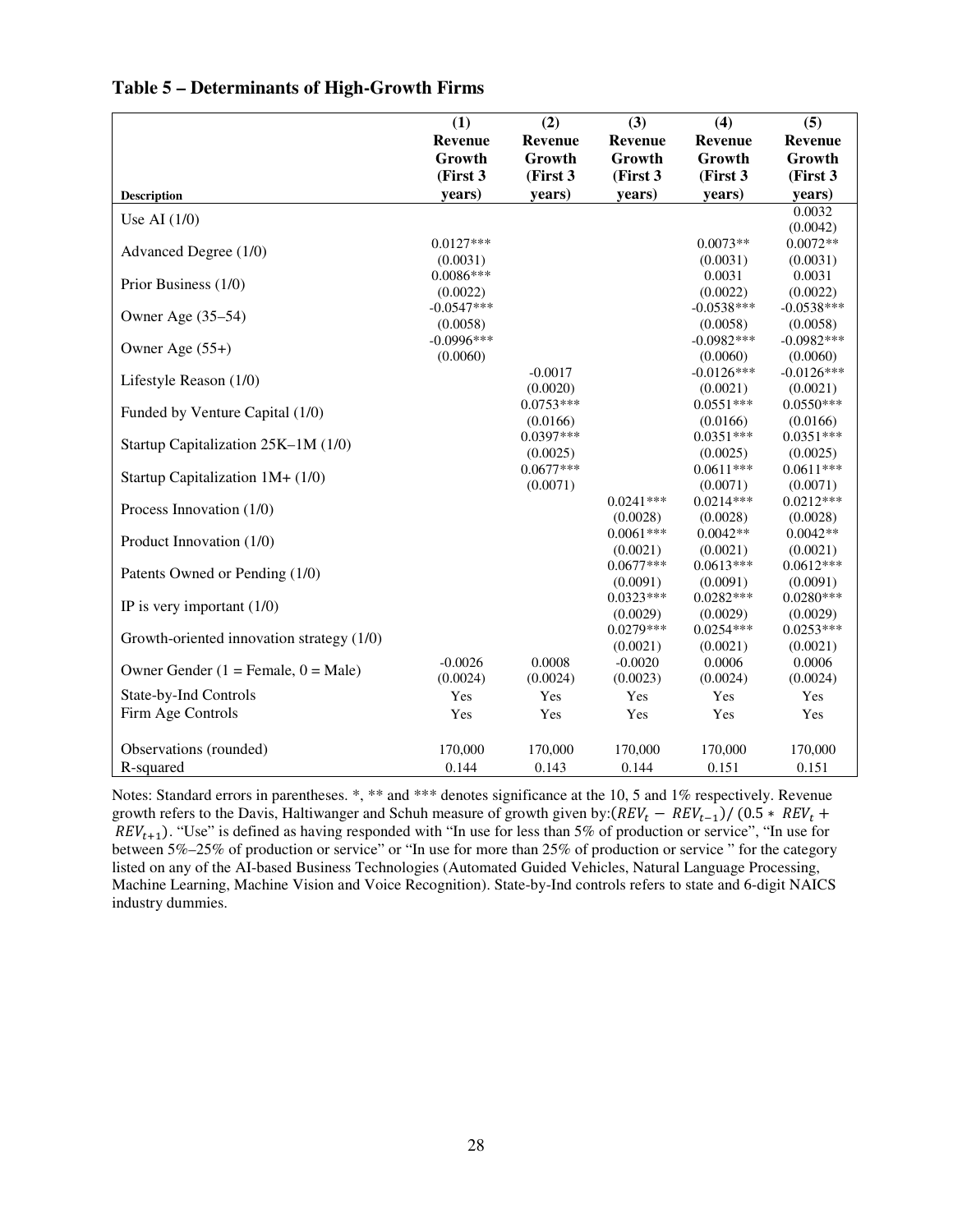**Table 5 – Determinants of High-Growth Firms**

| Description | (1) Revenue Growth (First 3 years) | (2) Revenue Growth (First 3 years) | (3) Revenue Growth (First 3 years) | (4) Revenue Growth (First 3 years) | (5) Revenue Growth (First 3 years) |
|---|---|---|---|---|---|
| Use AI (1/0) | | | | | 0.0032<br>(0.0042) |
| Advanced Degree (1/0) | 0.0127***<br>(0.0031) | | | 0.0073**<br>(0.0031) | 0.0072**<br>(0.0031) |
| Prior Business (1/0) | 0.0086***<br>(0.0022) | | | 0.0031<br>(0.0022) | 0.0031<br>(0.0022) |
| Owner Age (35–54) | -0.0547***<br>(0.0058) | | | -0.0538***<br>(0.0058) | -0.0538***<br>(0.0058) |
| Owner Age (55+) | -0.0996***<br>(0.0060) | | | -0.0982***<br>(0.0060) | -0.0982***<br>(0.0060) |
| Lifestyle Reason (1/0) | | -0.0017<br>(0.0020) | | -0.0126***<br>(0.0021) | -0.0126***<br>(0.0021) |
| Funded by Venture Capital (1/0) | | 0.0753***<br>(0.0166) | | 0.0551***<br>(0.0166) | 0.0550***<br>(0.0166) |
| Startup Capitalization 25K–1M (1/0) | | 0.0397***<br>(0.0025) | | 0.0351***<br>(0.0025) | 0.0351***<br>(0.0025) |
| Startup Capitalization 1M+ (1/0) | | 0.0677***<br>(0.0071) | | 0.0611***<br>(0.0071) | 0.0611***<br>(0.0071) |
| Process Innovation (1/0) | | | 0.0241***<br>(0.0028) | 0.0214***<br>(0.0028) | 0.0212***<br>(0.0028) |
| Product Innovation (1/0) | | | 0.0061***<br>(0.0021) | 0.0042**<br>(0.0021) | 0.0042**<br>(0.0021) |
| Patents Owned or Pending (1/0) | | | 0.0677***<br>(0.0091) | 0.0613***<br>(0.0091) | 0.0612***<br>(0.0091) |
| IP is very important (1/0) | | | 0.0323***<br>(0.0029) | 0.0282***<br>(0.0029) | 0.0280***<br>(0.0029) |
| Growth-oriented innovation strategy (1/0) | | | 0.0279***<br>(0.0021) | 0.0254***<br>(0.0021) | 0.0253***<br>(0.0021) |
| Owner Gender (1 = Female, 0 = Male) | -0.0026<br>(0.0024) | 0.0008<br>(0.0024) | -0.0020<br>(0.0023) | 0.0006<br>(0.0024) | 0.0006<br>(0.0024) |
| State-by-Ind Controls | Yes | Yes | Yes | Yes | Yes |
| Firm Age Controls | Yes | Yes | Yes | Yes | Yes |
| Observations (rounded) | 170,000 | 170,000 | 170,000 | 170,000 | 170,000 |
| R-squared | 0.144 | 0.143 | 0.144 | 0.151 | 0.151 |

Notes: Standard errors in parentheses. *, ** and *** denotes significance at the 10, 5 and 1% respectively. Revenue growth refers to the Davis, Haltiwanger and Schuh measure of growth given by: $(REV_t - REV_{t-1})/(0.5 * REV_t + REV_{t+1})$. "Use" is defined as having responded with "In use for less than 5% of production or service", "In use for between 5%–25% of production or service" or "In use for more than 25% of production or service " for the category listed on any of the AI-based Business Technologies (Automated Guided Vehicles, Natural Language Processing, Machine Learning, Machine Vision and Voice Recognition). State-by-Ind controls refers to state and 6-digit NAICS industry dummies.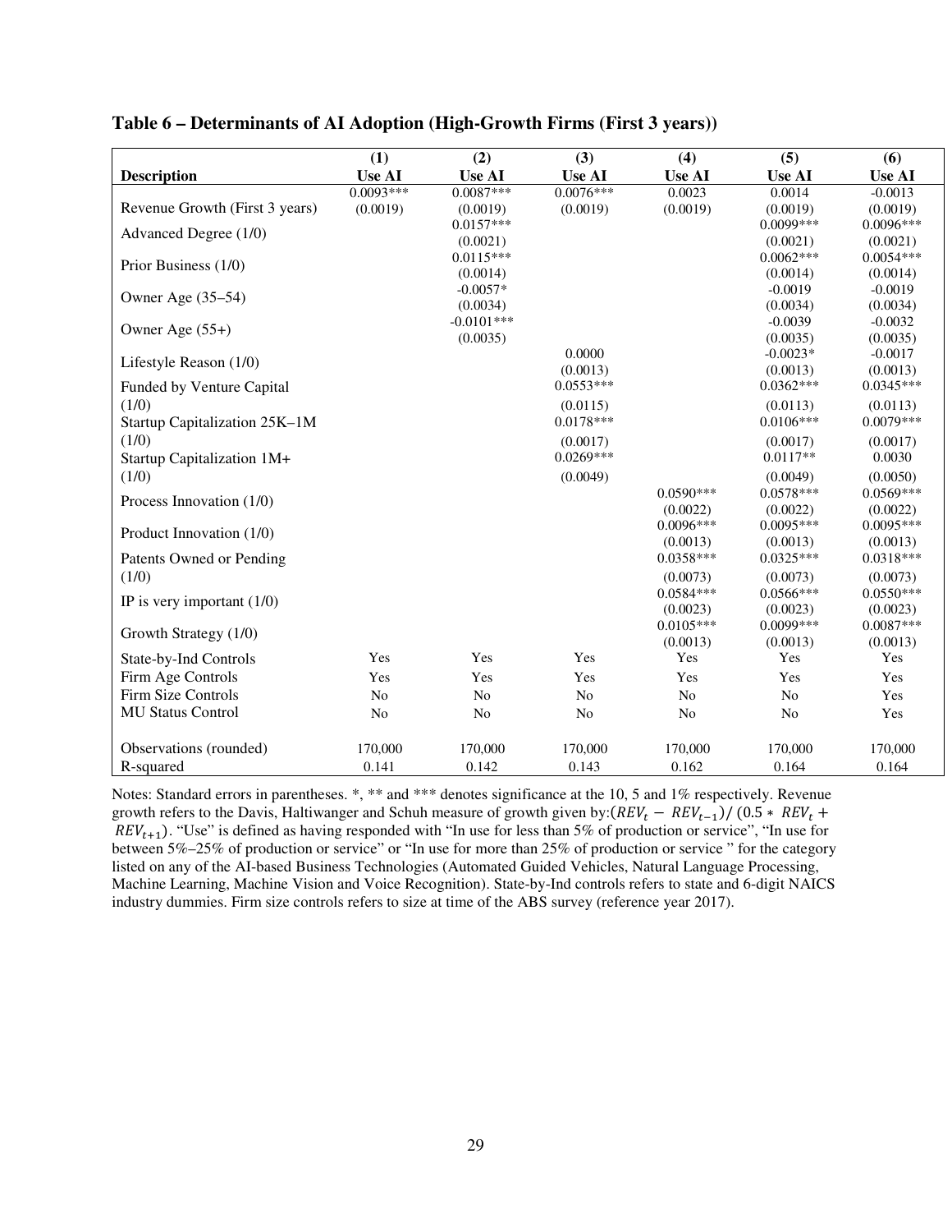**Table 6 – Determinants of AI Adoption (High-Growth Firms (First 3 years))**

| Description | (1) Use AI | (2) Use AI | (3) Use AI | (4) Use AI | (5) Use AI | (6) Use AI |
|---|---|---|---|---|---|---|
| Revenue Growth (First 3 years) | 0.0093*** | 0.0087*** | 0.0076*** | 0.0023 | 0.0014 | -0.0013 |
| | (0.0019) | (0.0019) | (0.0019) | (0.0019) | (0.0019) | (0.0019) |
| Advanced Degree (1/0) | | 0.0157*** | | | 0.0099*** | 0.0096*** |
| | | (0.0021) | | | (0.0021) | (0.0021) |
| Prior Business (1/0) | | 0.0115*** | | | 0.0062*** | 0.0054*** |
| | | (0.0014) | | | (0.0014) | (0.0014) |
| Owner Age (35–54) | | -0.0057* | | | -0.0019 | -0.0019 |
| | | (0.0034) | | | (0.0034) | (0.0034) |
| Owner Age (55+) | | -0.0101*** | | | -0.0039 | -0.0032 |
| | | (0.0035) | | | (0.0035) | (0.0035) |
| Lifestyle Reason (1/0) | | | 0.0000 | | -0.0023* | -0.0017 |
| | | | (0.0013) | | (0.0013) | (0.0013) |
| Funded by Venture Capital (1/0) | | | 0.0553*** | | 0.0362*** | 0.0345*** |
| | | | (0.0115) | | (0.0113) | (0.0113) |
| Startup Capitalization 25K–1M (1/0) | | | 0.0178*** | | 0.0106*** | 0.0079*** |
| | | | (0.0017) | | (0.0017) | (0.0017) |
| Startup Capitalization 1M+ (1/0) | | | 0.0269*** | | 0.0117** | 0.0030 |
| | | | (0.0049) | | (0.0049) | (0.0050) |
| Process Innovation (1/0) | | | | 0.0590*** | 0.0578*** | 0.0569*** |
| | | | | (0.0022) | (0.0022) | (0.0022) |
| Product Innovation (1/0) | | | | 0.0096*** | 0.0095*** | 0.0095*** |
| | | | | (0.0013) | (0.0013) | (0.0013) |
| Patents Owned or Pending (1/0) | | | | 0.0358*** | 0.0325*** | 0.0318*** |
| | | | | (0.0073) | (0.0073) | (0.0073) |
| IP is very important (1/0) | | | | 0.0584*** | 0.0566*** | 0.0550*** |
| | | | | (0.0023) | (0.0023) | (0.0023) |
| Growth Strategy (1/0) | | | | 0.0105*** | 0.0099*** | 0.0087*** |
| | | | | (0.0013) | (0.0013) | (0.0013) |
| State-by-Ind Controls | Yes | Yes | Yes | Yes | Yes | Yes |
| Firm Age Controls | Yes | Yes | Yes | Yes | Yes | Yes |
| Firm Size Controls | No | No | No | No | No | Yes |
| MU Status Control | No | No | No | No | No | Yes |
| Observations (rounded) | 170,000 | 170,000 | 170,000 | 170,000 | 170,000 | 170,000 |
| R-squared | 0.141 | 0.142 | 0.143 | 0.162 | 0.164 | 0.164 |

Notes: Standard errors in parentheses. *, ** and *** denotes significance at the 10, 5 and 1% respectively. Revenue growth refers to the Davis, Haltiwanger and Schuh measure of growth given by: $(REV_t - REV_{t-1})/(0.5 * REV_t + REV_{t+1})$. "Use" is defined as having responded with "In use for less than 5% of production or service", "In use for between 5%–25% of production or service" or "In use for more than 25% of production or service " for the category listed on any of the AI-based Business Technologies (Automated Guided Vehicles, Natural Language Processing, Machine Learning, Machine Vision and Voice Recognition). State-by-Ind controls refers to state and 6-digit NAICS industry dummies. Firm size controls refers to size at time of the ABS survey (reference year 2017).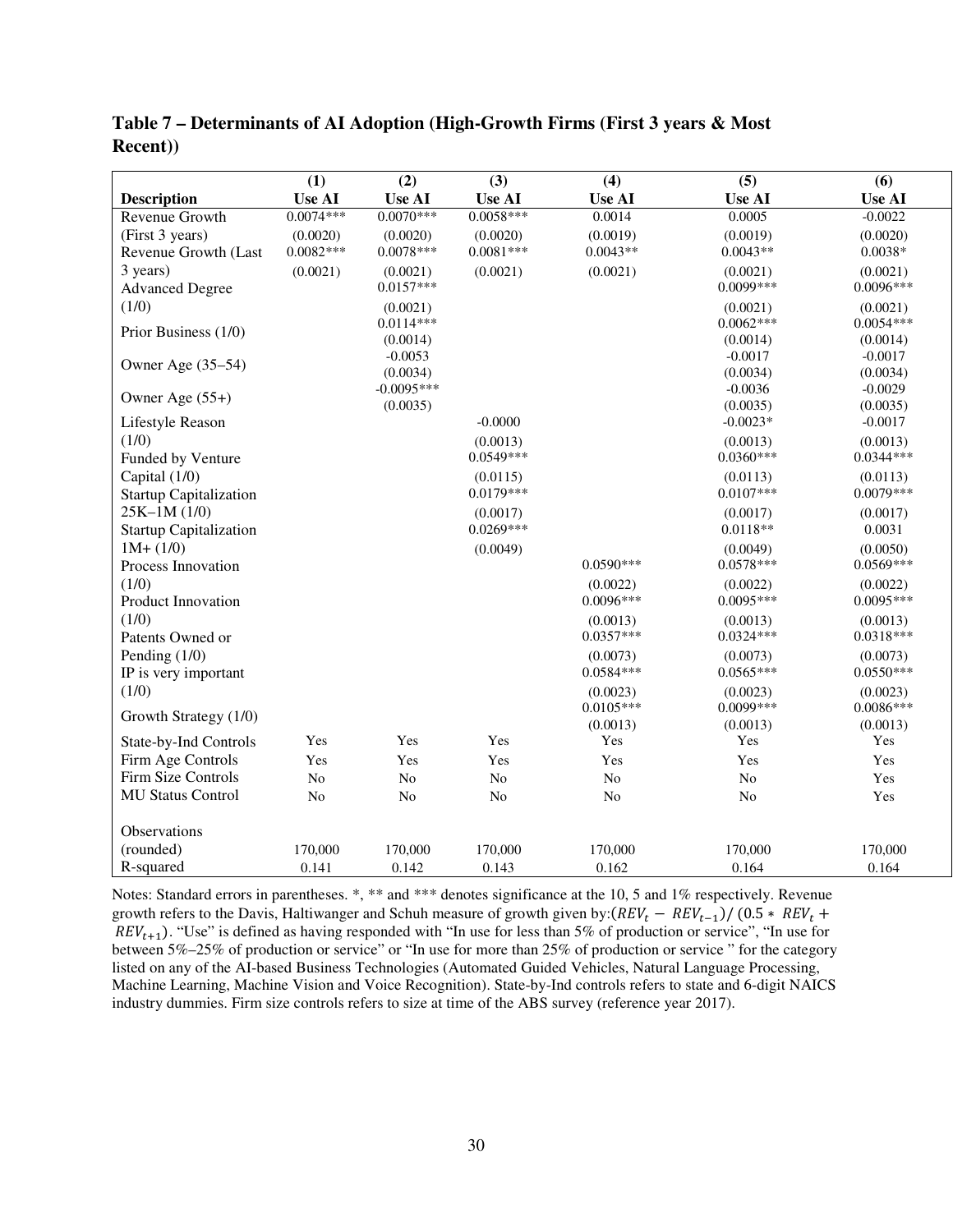**Table 7 – Determinants of AI Adoption (High-Growth Firms (First 3 years & Most Recent))**

| Description | (1) Use AI | (2) Use AI | (3) Use AI | (4) Use AI | (5) Use AI | (6) Use AI |
|---|---|---|---|---|---|---|
| Revenue Growth (First 3 years) | 0.0074*** | 0.0070*** | 0.0058*** | 0.0014 | 0.0005 | -0.0022 |
| | (0.0020) | (0.0020) | (0.0020) | (0.0019) | (0.0019) | (0.0020) |
| Revenue Growth (Last 3 years) | 0.0082*** | 0.0078*** | 0.0081*** | 0.0043** | 0.0043** | 0.0038* |
| | (0.0021) | (0.0021) | (0.0021) | (0.0021) | (0.0021) | (0.0021) |
| Advanced Degree (1/0) | | 0.0157*** | | | 0.0099*** | 0.0096*** |
| | | (0.0021) | | | (0.0021) | (0.0021) |
| Prior Business (1/0) | | 0.0114*** | | | 0.0062*** | 0.0054*** |
| | | (0.0014) | | | (0.0014) | (0.0014) |
| Owner Age (35–54) | | -0.0053 | | | -0.0017 | -0.0017 |
| | | (0.0034) | | | (0.0034) | (0.0034) |
| Owner Age (55+) | | -0.0095*** | | | -0.0036 | -0.0029 |
| | | (0.0035) | | | (0.0035) | (0.0035) |
| Lifestyle Reason (1/0) | | | -0.0000 | | -0.0023* | -0.0017 |
| | | | (0.0013) | | (0.0013) | (0.0013) |
| Funded by Venture Capital (1/0) | | | 0.0549*** | | 0.0360*** | 0.0344*** |
| | | | (0.0115) | | (0.0113) | (0.0113) |
| Startup Capitalization 25K–1M (1/0) | | | 0.0179*** | | 0.0107*** | 0.0079*** |
| | | | (0.0017) | | (0.0017) | (0.0017) |
| Startup Capitalization 1M+ (1/0) | | | 0.0269*** | | 0.0118** | 0.0031 |
| | | | (0.0049) | | (0.0049) | (0.0050) |
| Process Innovation (1/0) | | | | 0.0590*** | 0.0578*** | 0.0569*** |
| | | | | (0.0022) | (0.0022) | (0.0022) |
| Product Innovation (1/0) | | | | 0.0096*** | 0.0095*** | 0.0095*** |
| | | | | (0.0013) | (0.0013) | (0.0013) |
| Patents Owned or Pending (1/0) | | | | 0.0357*** | 0.0324*** | 0.0318*** |
| | | | | (0.0073) | (0.0073) | (0.0073) |
| IP is very important (1/0) | | | | 0.0584*** | 0.0565*** | 0.0550*** |
| | | | | (0.0023) | (0.0023) | (0.0023) |
| Growth Strategy (1/0) | | | | 0.0105*** | 0.0099*** | 0.0086*** |
| | | | | (0.0013) | (0.0013) | (0.0013) |
| State-by-Ind Controls | Yes | Yes | Yes | Yes | Yes | Yes |
| Firm Age Controls | Yes | Yes | Yes | Yes | Yes | Yes |
| Firm Size Controls | No | No | No | No | No | Yes |
| MU Status Control | No | No | No | No | No | Yes |
| Observations (rounded) | 170,000 | 170,000 | 170,000 | 170,000 | 170,000 | 170,000 |
| R-squared | 0.141 | 0.142 | 0.143 | 0.162 | 0.164 | 0.164 |

Notes: Standard errors in parentheses. *, ** and *** denotes significance at the 10, 5 and 1% respectively. Revenue growth refers to the Davis, Haltiwanger and Schuh measure of growth given by: $(REV_t - REV_{t-1})/(0.5 * REV_t + REV_{t+1})$. "Use" is defined as having responded with "In use for less than 5% of production or service", "In use for between 5%–25% of production or service" or "In use for more than 25% of production or service" for the category listed on any of the AI-based Business Technologies (Automated Guided Vehicles, Natural Language Processing, Machine Learning, Machine Vision and Voice Recognition). State-by-Ind controls refers to state and 6-digit NAICS industry dummies. Firm size controls refers to size at time of the ABS survey (reference year 2017).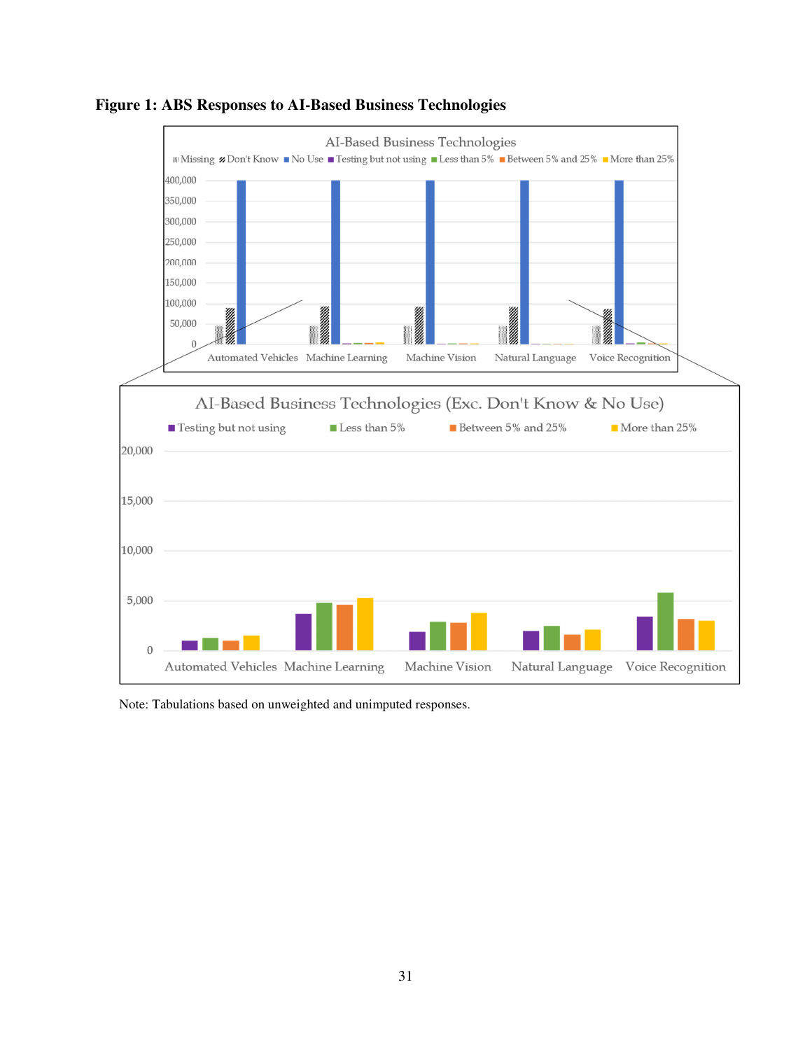**Figure 1: ABS Responses to AI-Based Business Technologies**

Note: Tabulations based on unweighted and unimputed responses.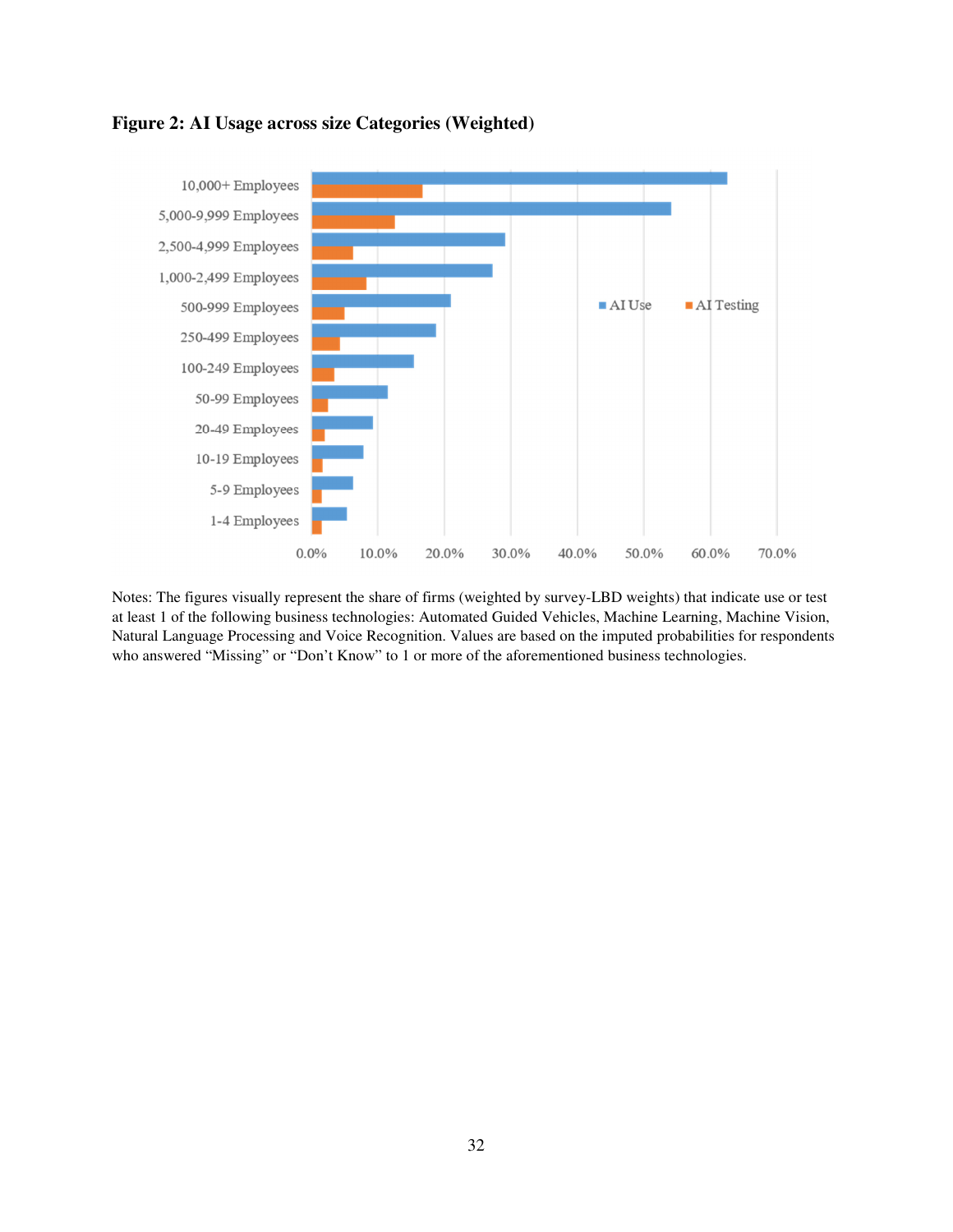**Figure 2: AI Usage across size Categories (Weighted)**

Notes: The figures visually represent the share of firms (weighted by survey-LBD weights) that indicate use or test at least 1 of the following business technologies: Automated Guided Vehicles, Machine Learning, Machine Vision, Natural Language Processing and Voice Recognition. Values are based on the imputed probabilities for respondents who answered "Missing" or "Don't Know" to 1 or more of the aforementioned business technologies.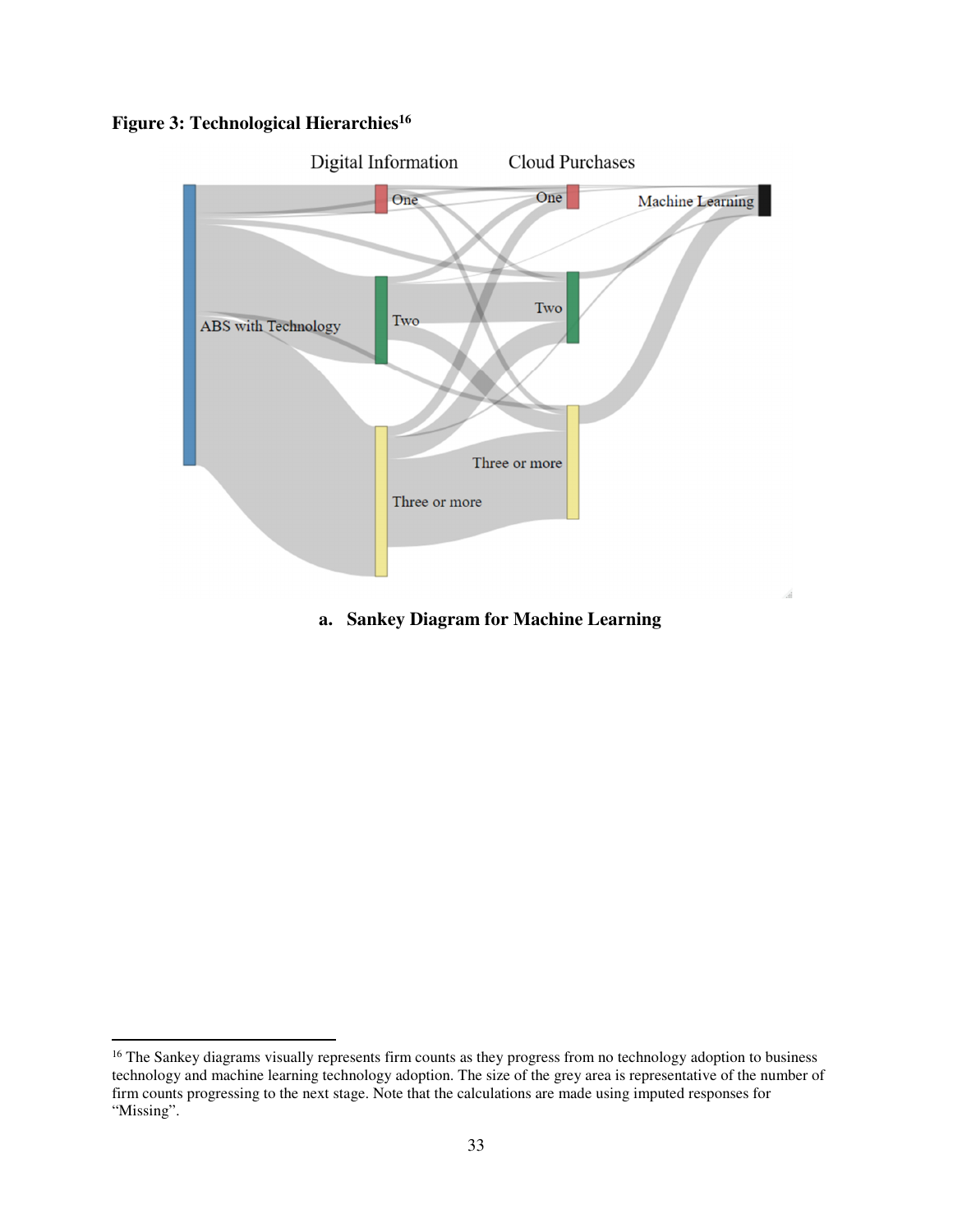**Figure 3: Technological Hierarchies**[16]

**a. Sankey Diagram for Machine Learning**

[16] The Sankey diagrams visually represents firm counts as they progress from no technology adoption to business technology and machine learning technology adoption. The size of the grey area is representative of the number of firm counts progressing to the next stage. Note that the calculations are made using imputed responses for "Missing".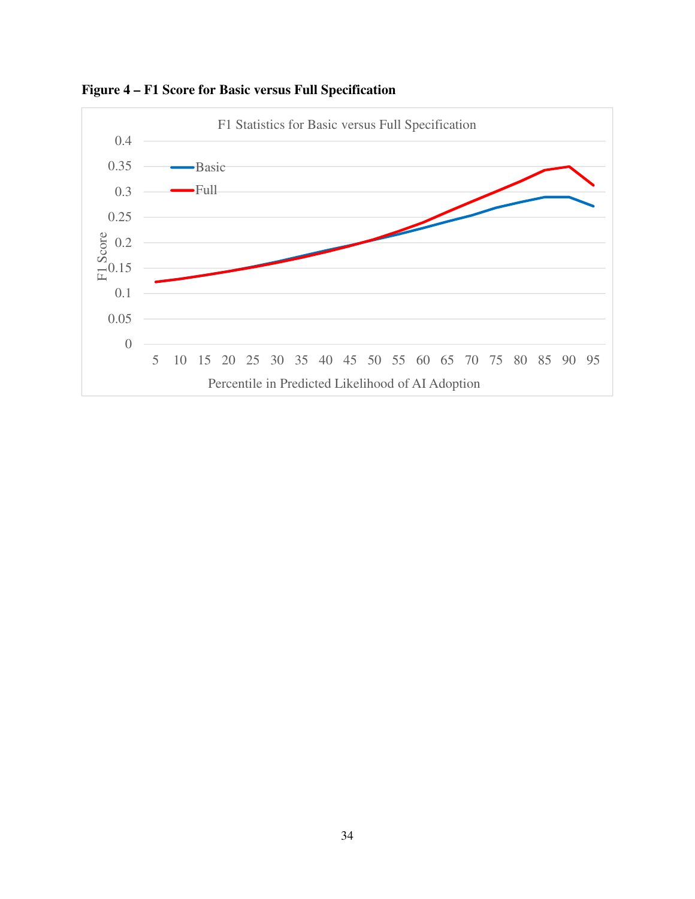**Figure 4 – F1 Score for Basic versus Full Specification**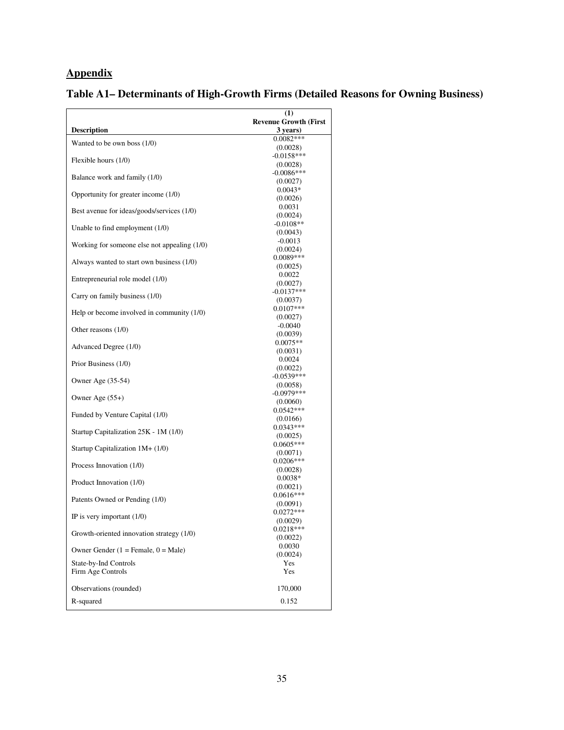## Appendix

### Table A1– Determinants of High-Growth Firms (Detailed Reasons for Owning Business)

| Description | (1)<br>Revenue Growth (First 3 years) |
|---|---|
| Wanted to be own boss (1/0) | 0.0082***<br>(0.0028) |
| Flexible hours (1/0) | -0.0158***<br>(0.0028) |
| Balance work and family (1/0) | -0.0086***<br>(0.0027) |
| Opportunity for greater income (1/0) | 0.0043*<br>(0.0026) |
| Best avenue for ideas/goods/services (1/0) | 0.0031<br>(0.0024) |
| Unable to find employment (1/0) | -0.0108**<br>(0.0043) |
| Working for someone else not appealing (1/0) | -0.0013<br>(0.0024) |
| Always wanted to start own business (1/0) | 0.0089***<br>(0.0025) |
| Entrepreneurial role model (1/0) | 0.0022<br>(0.0027) |
| Carry on family business (1/0) | -0.0137***<br>(0.0037) |
| Help or become involved in community (1/0) | 0.0107***<br>(0.0027) |
| Other reasons (1/0) | -0.0040<br>(0.0039) |
| Advanced Degree (1/0) | 0.0075**<br>(0.0031) |
| Prior Business (1/0) | 0.0024<br>(0.0022) |
| Owner Age (35-54) | -0.0539***<br>(0.0058) |
| Owner Age (55+) | -0.0979***<br>(0.0060) |
| Funded by Venture Capital (1/0) | 0.0542***<br>(0.0166) |
| Startup Capitalization 25K - 1M (1/0) | 0.0343***<br>(0.0025) |
| Startup Capitalization 1M+ (1/0) | 0.0605***<br>(0.0071) |
| Process Innovation (1/0) | 0.0206***<br>(0.0028) |
| Product Innovation (1/0) | 0.0038*<br>(0.0021) |
| Patents Owned or Pending (1/0) | 0.0616***<br>(0.0091) |
| IP is very important (1/0) | 0.0272***<br>(0.0029) |
| Growth-oriented innovation strategy (1/0) | 0.0218***<br>(0.0022) |
| Owner Gender (1 = Female, 0 = Male) | 0.0030<br>(0.0024) |
| State-by-Ind Controls | Yes |
| Firm Age Controls | Yes |
| Observations (rounded) | 170,000 |
| R-squared | 0.152 |